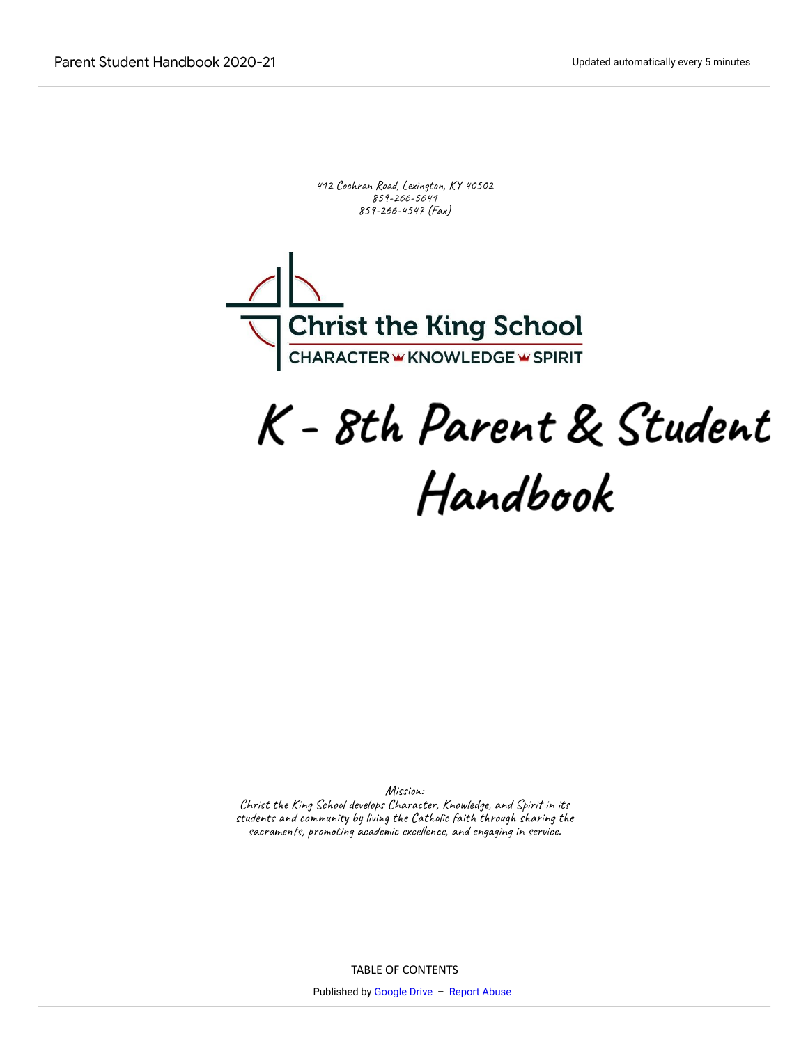412 Cochran Road, Lexington, KY 40502
859-266-5641
859-266-4547 (Fax)

Christ the King School

CHARACTER KNOWLEDGE SPIRIT

# K - 8th Parent & Student Handbook

Mission:
Christ the King School develops Character, Knowledge, and Spirit in its students and community by living the Catholic faith through sharing the sacraments, promoting academic excellence, and engaging in service.

TABLE OF CONTENTS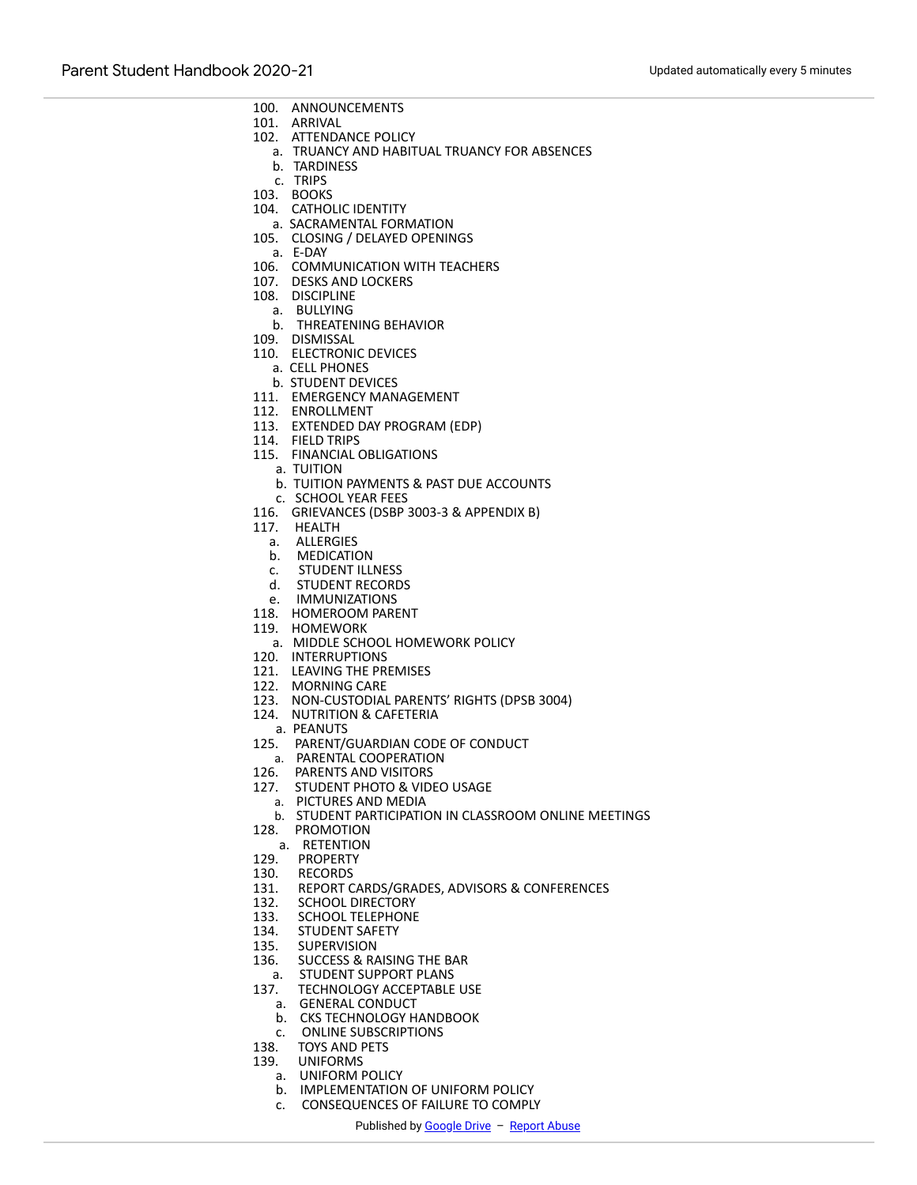100. ANNOUNCEMENTS
101. ARRIVAL
102. ATTENDANCE POLICY
    a. TRUANCY AND HABITUAL TRUANCY FOR ABSENCES
    b. TARDINESS
    c. TRIPS
103. BOOKS
104. CATHOLIC IDENTITY
    a. SACRAMENTAL FORMATION
105. CLOSING / DELAYED OPENINGS
    a. E-DAY
106. COMMUNICATION WITH TEACHERS
107. DESKS AND LOCKERS
108. DISCIPLINE
    a. BULLYING
    b. THREATENING BEHAVIOR
109. DISMISSAL
110. ELECTRONIC DEVICES
    a. CELL PHONES
    b. STUDENT DEVICES
111. EMERGENCY MANAGEMENT
112. ENROLLMENT
113. EXTENDED DAY PROGRAM (EDP)
114. FIELD TRIPS
115. FINANCIAL OBLIGATIONS
    a. TUITION
    b. TUITION PAYMENTS & PAST DUE ACCOUNTS
    c. SCHOOL YEAR FEES
116. GRIEVANCES (DSBP 3003-3 & APPENDIX B)
117. HEALTH
    a. ALLERGIES
    b. MEDICATION
    c. STUDENT ILLNESS
    d. STUDENT RECORDS
    e. IMMUNIZATIONS
118. HOMEROOM PARENT
119. HOMEWORK
    a. MIDDLE SCHOOL HOMEWORK POLICY
120. INTERRUPTIONS
121. LEAVING THE PREMISES
122. MORNING CARE
123. NON-CUSTODIAL PARENTS' RIGHTS (DPSB 3004)
124. NUTRITION & CAFETERIA
    a. PEANUTS
125. PARENT/GUARDIAN CODE OF CONDUCT
    a. PARENTAL COOPERATION
126. PARENTS AND VISITORS
127. STUDENT PHOTO & VIDEO USAGE
    a. PICTURES AND MEDIA
    b. STUDENT PARTICIPATION IN CLASSROOM ONLINE MEETINGS
128. PROMOTION
    a. RETENTION
129. PROPERTY
130. RECORDS
131. REPORT CARDS/GRADES, ADVISORS & CONFERENCES
132. SCHOOL DIRECTORY
133. SCHOOL TELEPHONE
134. STUDENT SAFETY
135. SUPERVISION
136. SUCCESS & RAISING THE BAR
    a. STUDENT SUPPORT PLANS
137. TECHNOLOGY ACCEPTABLE USE
    a. GENERAL CONDUCT
    b. CKS TECHNOLOGY HANDBOOK
    c. ONLINE SUBSCRIPTIONS
138. TOYS AND PETS
139. UNIFORMS
    a. UNIFORM POLICY
    b. IMPLEMENTATION OF UNIFORM POLICY
    c. CONSEQUENCES OF FAILURE TO COMPLY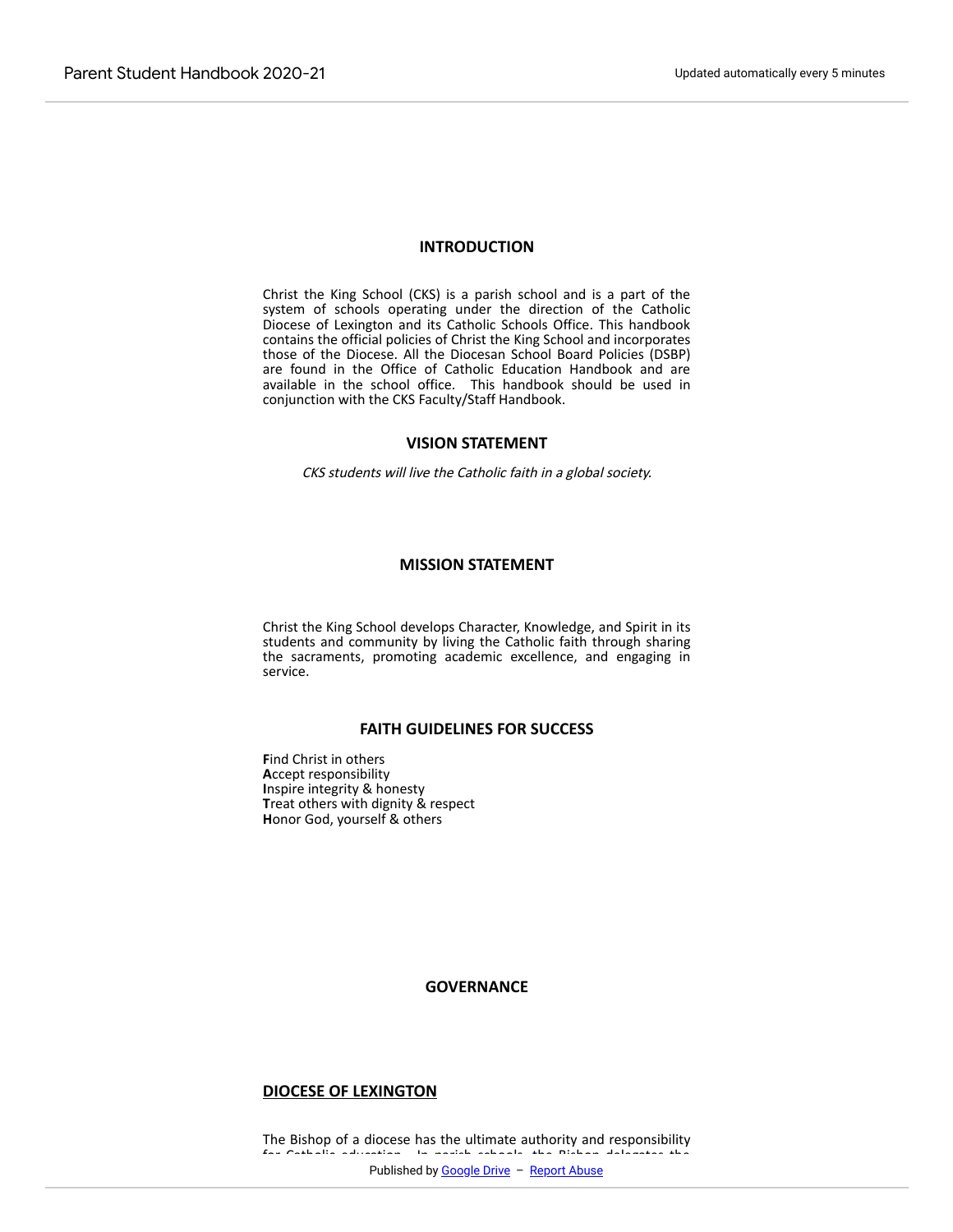## INTRODUCTION

Christ the King School (CKS) is a parish school and is a part of the system of schools operating under the direction of the Catholic Diocese of Lexington and its Catholic Schools Office. This handbook contains the official policies of Christ the King School and incorporates those of the Diocese. All the Diocesan School Board Policies (DSBP) are found in the Office of Catholic Education Handbook and are available in the school office. This handbook should be used in conjunction with the CKS Faculty/Staff Handbook.

## VISION STATEMENT

*CKS students will live the Catholic faith in a global society.*

## MISSION STATEMENT

Christ the King School develops Character, Knowledge, and Spirit in its students and community by living the Catholic faith through sharing the sacraments, promoting academic excellence, and engaging in service.

## FAITH GUIDELINES FOR SUCCESS

**F**ind Christ in others
**A**ccept responsibility
**I**nspire integrity & honesty
**T**reat others with dignity & respect
**H**onor God, yourself & others

## GOVERNANCE

### DIOCESE OF LEXINGTON

The Bishop of a diocese has the ultimate authority and responsibility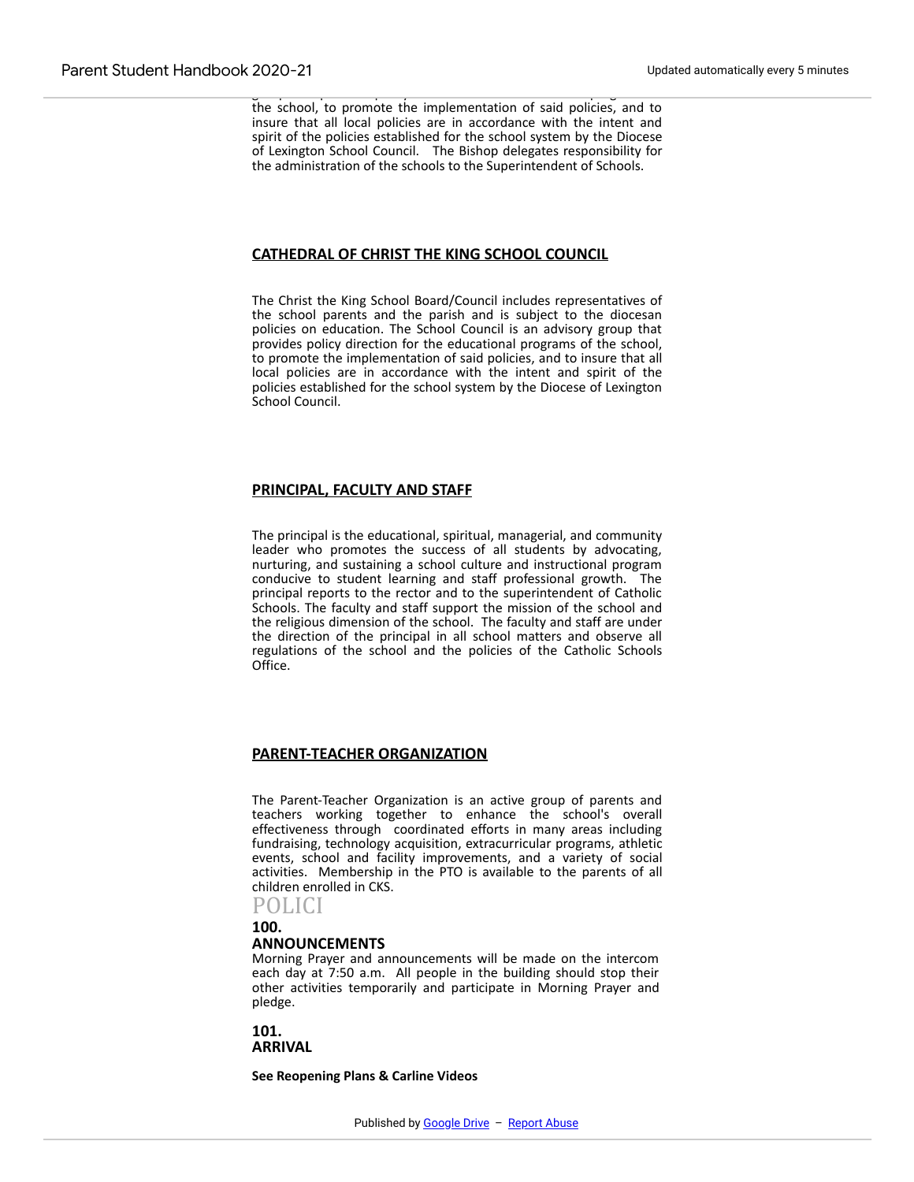the school, to promote the implementation of said policies, and to insure that all local policies are in accordance with the intent and spirit of the policies established for the school system by the Diocese of Lexington School Council. The Bishop delegates responsibility for the administration of the schools to the Superintendent of Schools.

## CATHEDRAL OF CHRIST THE KING SCHOOL COUNCIL

The Christ the King School Board/Council includes representatives of the school parents and the parish and is subject to the diocesan policies on education. The School Council is an advisory group that provides policy direction for the educational programs of the school, to promote the implementation of said policies, and to insure that all local policies are in accordance with the intent and spirit of the policies established for the school system by the Diocese of Lexington School Council.

## PRINCIPAL, FACULTY AND STAFF

The principal is the educational, spiritual, managerial, and community leader who promotes the success of all students by advocating, nurturing, and sustaining a school culture and instructional program conducive to student learning and staff professional growth. The principal reports to the rector and to the superintendent of Catholic Schools. The faculty and staff support the mission of the school and the religious dimension of the school. The faculty and staff are under the direction of the principal in all school matters and observe all regulations of the school and the policies of the Catholic Schools Office.

## PARENT-TEACHER ORGANIZATION

The Parent-Teacher Organization is an active group of parents and teachers working together to enhance the school's overall effectiveness through coordinated efforts in many areas including fundraising, technology acquisition, extracurricular programs, athletic events, school and facility improvements, and a variety of social activities. Membership in the PTO is available to the parents of all children enrolled in CKS.

# POLICI

### 100. ANNOUNCEMENTS

Morning Prayer and announcements will be made on the intercom each day at 7:50 a.m. All people in the building should stop their other activities temporarily and participate in Morning Prayer and pledge.

### 101. ARRIVAL

**See Reopening Plans & Carline Videos**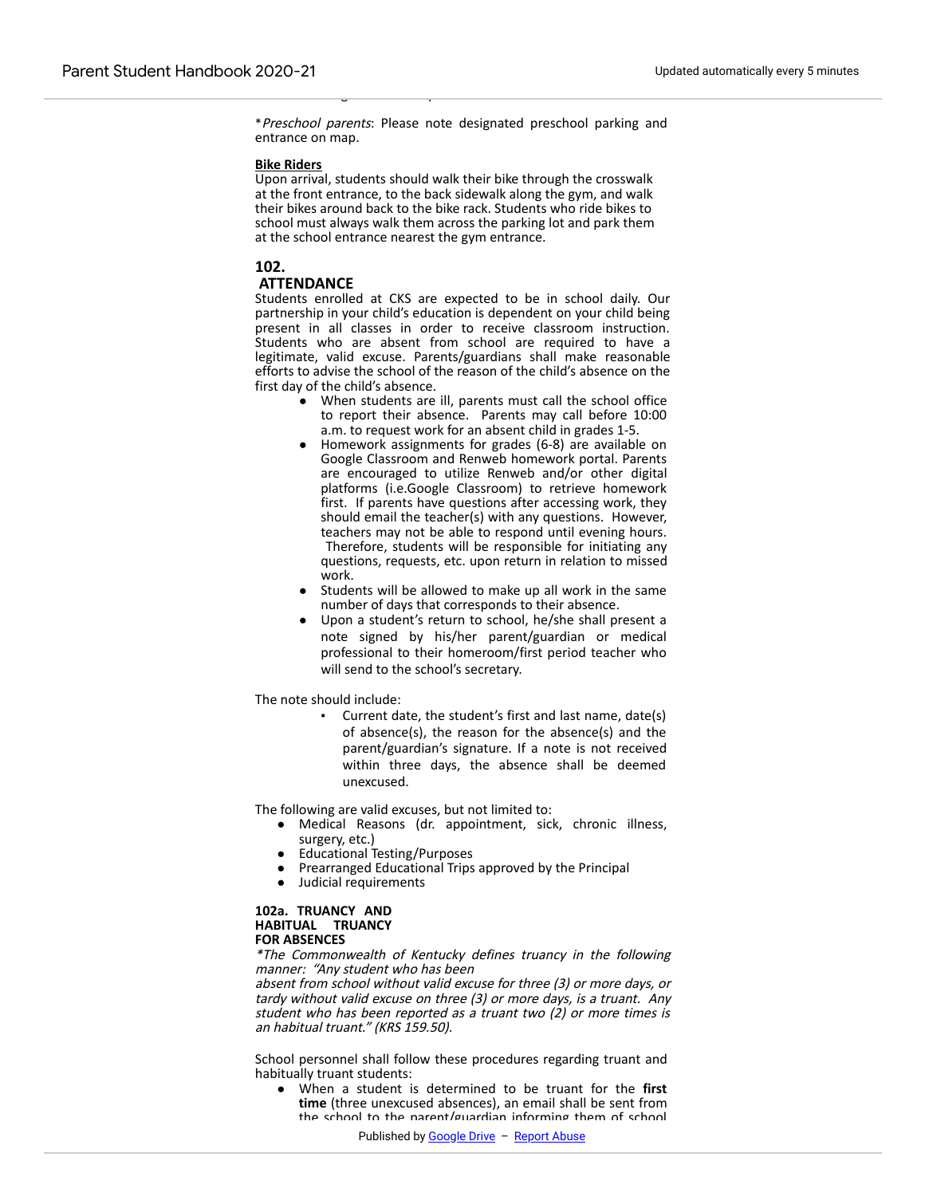**Preschool parents*: Please note designated preschool parking and entrance on map.

**Bike Riders**

Upon arrival, students should walk their bike through the crosswalk at the front entrance, to the back sidewalk along the gym, and walk their bikes around back to the bike rack. Students who ride bikes to school must always walk them across the parking lot and park them at the school entrance nearest the gym entrance.

## 102. ATTENDANCE

Students enrolled at CKS are expected to be in school daily. Our partnership in your child's education is dependent on your child being present in all classes in order to receive classroom instruction. Students who are absent from school are required to have a legitimate, valid excuse. Parents/guardians shall make reasonable efforts to advise the school of the reason of the child's absence on the first day of the child's absence.

- When students are ill, parents must call the school office to report their absence. Parents may call before 10:00 a.m. to request work for an absent child in grades 1-5.
- Homework assignments for grades (6-8) are available on Google Classroom and Renweb homework portal. Parents are encouraged to utilize Renweb and/or other digital platforms (i.e.Google Classroom) to retrieve homework first. If parents have questions after accessing work, they should email the teacher(s) with any questions. However, teachers may not be able to respond until evening hours. Therefore, students will be responsible for initiating any questions, requests, etc. upon return in relation to missed work.
- Students will be allowed to make up all work in the same number of days that corresponds to their absence.
- Upon a student's return to school, he/she shall present a note signed by his/her parent/guardian or medical professional to their homeroom/first period teacher who will send to the school's secretary.

The note should include:

- Current date, the student's first and last name, date(s) of absence(s), the reason for the absence(s) and the parent/guardian's signature. If a note is not received within three days, the absence shall be deemed unexcused.

The following are valid excuses, but not limited to:

- Medical Reasons (dr. appointment, sick, chronic illness, surgery, etc.)
- Educational Testing/Purposes
- Prearranged Educational Trips approved by the Principal
- Judicial requirements

### 102a. TRUANCY AND HABITUAL TRUANCY FOR ABSENCES

**The Commonwealth of Kentucky defines truancy in the following manner: "Any student who has been absent from school without valid excuse for three (3) or more days, or tardy without valid excuse on three (3) or more days, is a truant. Any student who has been reported as a truant two (2) or more times is an habitual truant." (KRS 159.50).*

School personnel shall follow these procedures regarding truant and habitually truant students:

- When a student is determined to be truant for the **first time** (three unexcused absences), an email shall be sent from the school to the parent/guardian informing them of school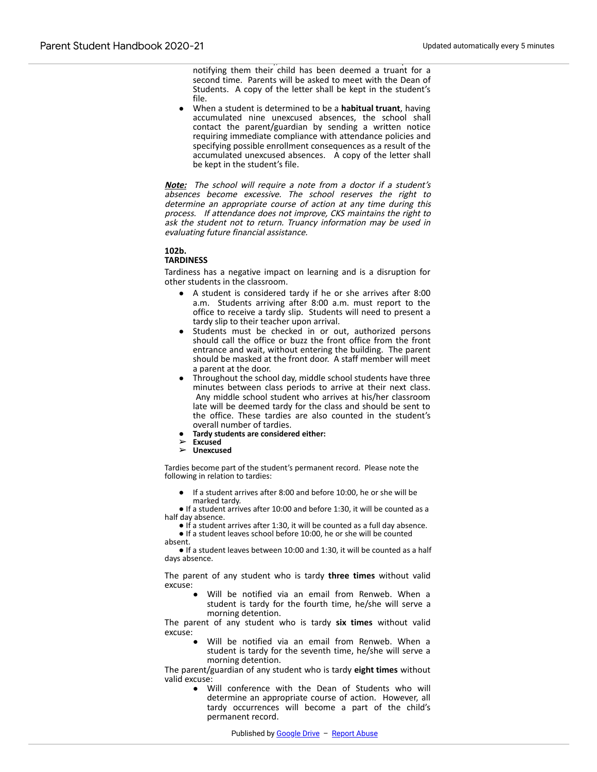notifying them their child has been deemed a truant for a second time. Parents will be asked to meet with the Dean of Students. A copy of the letter shall be kept in the student's file.

- When a student is determined to be a **habitual truant**, having accumulated nine unexcused absences, the school shall contact the parent/guardian by sending a written notice requiring immediate compliance with attendance policies and specifying possible enrollment consequences as a result of the accumulated unexcused absences. A copy of the letter shall be kept in the student's file.

***Note:*** *The school will require a note from a doctor if a student's absences become excessive. The school reserves the right to determine an appropriate course of action at any time during this process. If attendance does not improve, CKS maintains the right to ask the student not to return. Truancy information may be used in evaluating future financial assistance.*

**102b.**
**TARDINESS**

Tardiness has a negative impact on learning and is a disruption for other students in the classroom.

- A student is considered tardy if he or she arrives after 8:00 a.m. Students arriving after 8:00 a.m. must report to the office to receive a tardy slip. Students will need to present a tardy slip to their teacher upon arrival.
- Students must be checked in or out, authorized persons should call the office or buzz the front office from the front entrance and wait, without entering the building. The parent should be masked at the front door. A staff member will meet a parent at the door.
- Throughout the school day, middle school students have three minutes between class periods to arrive at their next class. Any middle school student who arrives at his/her classroom late will be deemed tardy for the class and should be sent to the office. These tardies are also counted in the student's overall number of tardies.
- **Tardy students are considered either:**
  - **Excused**
  - **Unexcused**

Tardies become part of the student's permanent record. Please note the following in relation to tardies:

- If a student arrives after 8:00 and before 10:00, he or she will be marked tardy.
- If a student arrives after 10:00 and before 1:30, it will be counted as a half day absence.
- If a student arrives after 1:30, it will be counted as a full day absence.
- If a student leaves school before 10:00, he or she will be counted absent.
- If a student leaves between 10:00 and 1:30, it will be counted as a half days absence.

The parent of any student who is tardy **three times** without valid excuse:

- Will be notified via an email from Renweb. When a student is tardy for the fourth time, he/she will serve a morning detention.

The parent of any student who is tardy **six times** without valid excuse:

- Will be notified via an email from Renweb. When a student is tardy for the seventh time, he/she will serve a morning detention.

The parent/guardian of any student who is tardy **eight times** without valid excuse:

- Will conference with the Dean of Students who will determine an appropriate course of action. However, all tardy occurrences will become a part of the child's permanent record.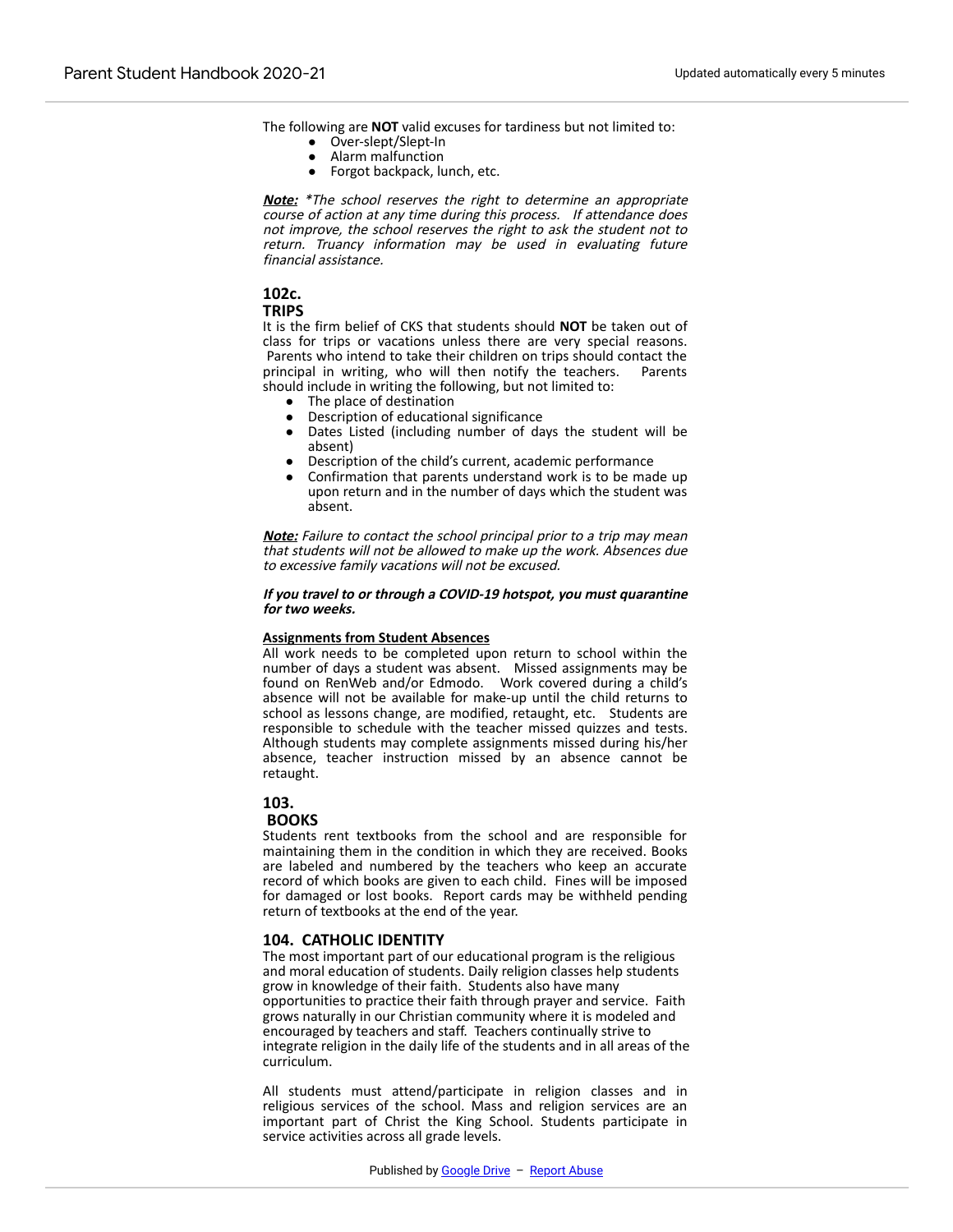The following are **NOT** valid excuses for tardiness but not limited to:

- Over-slept/Slept-In
- Alarm malfunction
- Forgot backpack, lunch, etc.

***Note:*** *\*The school reserves the right to determine an appropriate course of action at any time during this process. If attendance does not improve, the school reserves the right to ask the student not to return. Truancy information may be used in evaluating future financial assistance.*

### 102c.
### TRIPS

It is the firm belief of CKS that students should **NOT** be taken out of class for trips or vacations unless there are very special reasons. Parents who intend to take their children on trips should contact the principal in writing, who will then notify the teachers. Parents should include in writing the following, but not limited to:

- The place of destination
- Description of educational significance
- Dates Listed (including number of days the student will be absent)
- Description of the child's current, academic performance
- Confirmation that parents understand work is to be made up upon return and in the number of days which the student was absent.

***Note:*** *Failure to contact the school principal prior to a trip may mean that students will not be allowed to make up the work. Absences due to excessive family vacations will not be excused.*

***If you travel to or through a COVID-19 hotspot, you must quarantine for two weeks.***

**Assignments from Student Absences**

All work needs to be completed upon return to school within the number of days a student was absent. Missed assignments may be found on RenWeb and/or Edmodo. Work covered during a child's absence will not be available for make-up until the child returns to school as lessons change, are modified, retaught, etc. Students are responsible to schedule with the teacher missed quizzes and tests. Although students may complete assignments missed during his/her absence, teacher instruction missed by an absence cannot be retaught.

### 103.
### BOOKS

Students rent textbooks from the school and are responsible for maintaining them in the condition in which they are received. Books are labeled and numbered by the teachers who keep an accurate record of which books are given to each child. Fines will be imposed for damaged or lost books. Report cards may be withheld pending return of textbooks at the end of the year.

### 104. CATHOLIC IDENTITY

The most important part of our educational program is the religious and moral education of students. Daily religion classes help students grow in knowledge of their faith. Students also have many opportunities to practice their faith through prayer and service. Faith grows naturally in our Christian community where it is modeled and encouraged by teachers and staff. Teachers continually strive to integrate religion in the daily life of the students and in all areas of the curriculum.

All students must attend/participate in religion classes and in religious services of the school. Mass and religion services are an important part of Christ the King School. Students participate in service activities across all grade levels.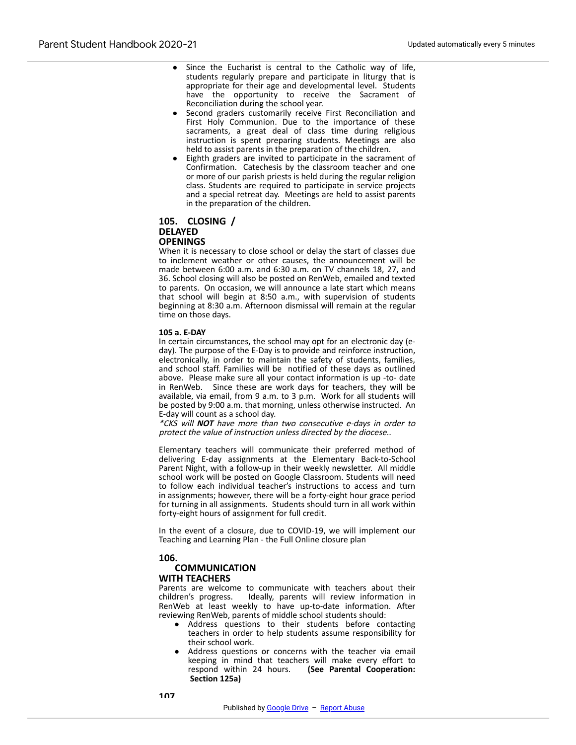- Since the Eucharist is central to the Catholic way of life, students regularly prepare and participate in liturgy that is appropriate for their age and developmental level. Students have the opportunity to receive the Sacrament of Reconciliation during the school year.
- Second graders customarily receive First Reconciliation and First Holy Communion. Due to the importance of these sacraments, a great deal of class time during religious instruction is spent preparing students. Meetings are also held to assist parents in the preparation of the children.
- Eighth graders are invited to participate in the sacrament of Confirmation. Catechesis by the classroom teacher and one or more of our parish priests is held during the regular religion class. Students are required to participate in service projects and a special retreat day. Meetings are held to assist parents in the preparation of the children.

## 105. CLOSING / DELAYED OPENINGS

When it is necessary to close school or delay the start of classes due to inclement weather or other causes, the announcement will be made between 6:00 a.m. and 6:30 a.m. on TV channels 18, 27, and 36. School closing will also be posted on RenWeb, emailed and texted to parents. On occasion, we will announce a late start which means that school will begin at 8:50 a.m., with supervision of students beginning at 8:30 a.m. Afternoon dismissal will remain at the regular time on those days.

### 105 a. E-DAY

In certain circumstances, the school may opt for an electronic day (e-day). The purpose of the E-Day is to provide and reinforce instruction, electronically, in order to maintain the safety of students, families, and school staff. Families will be notified of these days as outlined above. Please make sure all your contact information is up -to- date in RenWeb. Since these are work days for teachers, they will be available, via email, from 9 a.m. to 3 p.m. Work for all students will be posted by 9:00 a.m. that morning, unless otherwise instructed. An E-day will count as a school day.

*\*CKS will **NOT** have more than two consecutive e-days in order to protect the value of instruction unless directed by the diocese..*

Elementary teachers will communicate their preferred method of delivering E-day assignments at the Elementary Back-to-School Parent Night, with a follow-up in their weekly newsletter. All middle school work will be posted on Google Classroom. Students will need to follow each individual teacher's instructions to access and turn in assignments; however, there will be a forty-eight hour grace period for turning in all assignments. Students should turn in all work within forty-eight hours of assignment for full credit.

In the event of a closure, due to COVID-19, we will implement our Teaching and Learning Plan - the Full Online closure plan

## 106. COMMUNICATION WITH TEACHERS

Parents are welcome to communicate with teachers about their children's progress. Ideally, parents will review information in RenWeb at least weekly to have up-to-date information. After reviewing RenWeb, parents of middle school students should:

- Address questions to their students before contacting teachers in order to help students assume responsibility for their school work.
- Address questions or concerns with the teacher via email keeping in mind that teachers will make every effort to respond within 24 hours. **(See Parental Cooperation: Section 125a)**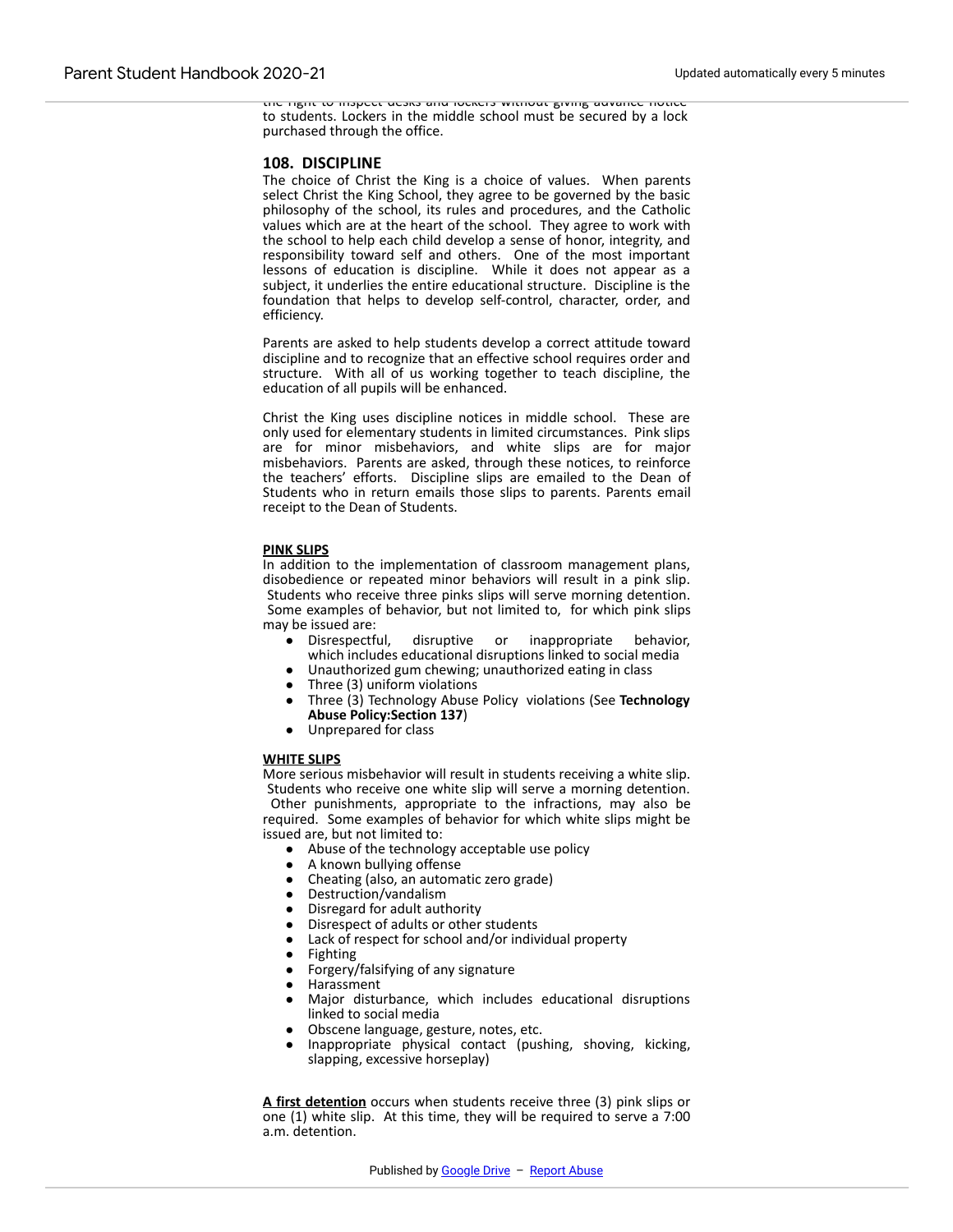the right to inspect desks and lockers without giving advance notice to students. Lockers in the middle school must be secured by a lock purchased through the office.

## 108. DISCIPLINE

The choice of Christ the King is a choice of values. When parents select Christ the King School, they agree to be governed by the basic philosophy of the school, its rules and procedures, and the Catholic values which are at the heart of the school. They agree to work with the school to help each child develop a sense of honor, integrity, and responsibility toward self and others. One of the most important lessons of education is discipline. While it does not appear as a subject, it underlies the entire educational structure. Discipline is the foundation that helps to develop self-control, character, order, and efficiency.

Parents are asked to help students develop a correct attitude toward discipline and to recognize that an effective school requires order and structure. With all of us working together to teach discipline, the education of all pupils will be enhanced.

Christ the King uses discipline notices in middle school. These are only used for elementary students in limited circumstances. Pink slips are for minor misbehaviors, and white slips are for major misbehaviors. Parents are asked, through these notices, to reinforce the teachers' efforts. Discipline slips are emailed to the Dean of Students who in return emails those slips to parents. Parents email receipt to the Dean of Students.

**PINK SLIPS**

In addition to the implementation of classroom management plans, disobedience or repeated minor behaviors will result in a pink slip. Students who receive three pinks slips will serve morning detention. Some examples of behavior, but not limited to, for which pink slips may be issued are:

- Disrespectful, disruptive or inappropriate behavior, which includes educational disruptions linked to social media
- Unauthorized gum chewing; unauthorized eating in class
- Three (3) uniform violations
- Three (3) Technology Abuse Policy violations (See **Technology Abuse Policy:Section 137**)
- Unprepared for class

**WHITE SLIPS**

More serious misbehavior will result in students receiving a white slip. Students who receive one white slip will serve a morning detention. Other punishments, appropriate to the infractions, may also be required. Some examples of behavior for which white slips might be issued are, but not limited to:

- Abuse of the technology acceptable use policy
- A known bullying offense
- Cheating (also, an automatic zero grade)
- Destruction/vandalism
- Disregard for adult authority
- Disrespect of adults or other students
- Lack of respect for school and/or individual property
- Fighting
- Forgery/falsifying of any signature
- Harassment
- Major disturbance, which includes educational disruptions linked to social media
- Obscene language, gesture, notes, etc.
- Inappropriate physical contact (pushing, shoving, kicking, slapping, excessive horseplay)

**A first detention** occurs when students receive three (3) pink slips or one (1) white slip. At this time, they will be required to serve a 7:00 a.m. detention.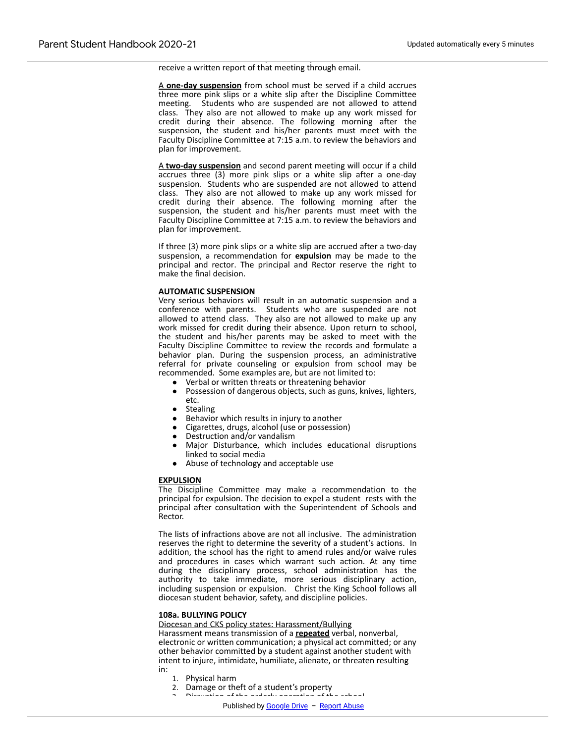receive a written report of that meeting through email.

A **one-day suspension** from school must be served if a child accrues three more pink slips or a white slip after the Discipline Committee meeting. Students who are suspended are not allowed to attend class. They also are not allowed to make up any work missed for credit during their absence. The following morning after the suspension, the student and his/her parents must meet with the Faculty Discipline Committee at 7:15 a.m. to review the behaviors and plan for improvement.

A **two-day suspension** and second parent meeting will occur if a child accrues three (3) more pink slips or a white slip after a one-day suspension. Students who are suspended are not allowed to attend class. They also are not allowed to make up any work missed for credit during their absence. The following morning after the suspension, the student and his/her parents must meet with the Faculty Discipline Committee at 7:15 a.m. to review the behaviors and plan for improvement.

If three (3) more pink slips or a white slip are accrued after a two-day suspension, a recommendation for **expulsion** may be made to the principal and rector. The principal and Rector reserve the right to make the final decision.

**AUTOMATIC SUSPENSION**

Very serious behaviors will result in an automatic suspension and a conference with parents. Students who are suspended are not allowed to attend class. They also are not allowed to make up any work missed for credit during their absence. Upon return to school, the student and his/her parents may be asked to meet with the Faculty Discipline Committee to review the records and formulate a behavior plan. During the suspension process, an administrative referral for private counseling or expulsion from school may be recommended. Some examples are, but are not limited to:

- Verbal or written threats or threatening behavior
- Possession of dangerous objects, such as guns, knives, lighters, etc.
- Stealing
- Behavior which results in injury to another
- Cigarettes, drugs, alcohol (use or possession)
- Destruction and/or vandalism
- Major Disturbance, which includes educational disruptions linked to social media
- Abuse of technology and acceptable use

**EXPULSION**

The Discipline Committee may make a recommendation to the principal for expulsion. The decision to expel a student rests with the principal after consultation with the Superintendent of Schools and Rector.

The lists of infractions above are not all inclusive. The administration reserves the right to determine the severity of a student's actions. In addition, the school has the right to amend rules and/or waive rules and procedures in cases which warrant such action. At any time during the disciplinary process, school administration has the authority to take immediate, more serious disciplinary action, including suspension or expulsion. Christ the King School follows all diocesan student behavior, safety, and discipline policies.

**108a. BULLYING POLICY**

Diocesan and CKS policy states: Harassment/Bullying

Harassment means transmission of a **repeated** verbal, nonverbal, electronic or written communication; a physical act committed; or any other behavior committed by a student against another student with intent to injure, intimidate, humiliate, alienate, or threaten resulting in:

1. Physical harm
2. Damage or theft of a student's property
3. Disruption of the orderly operation of the school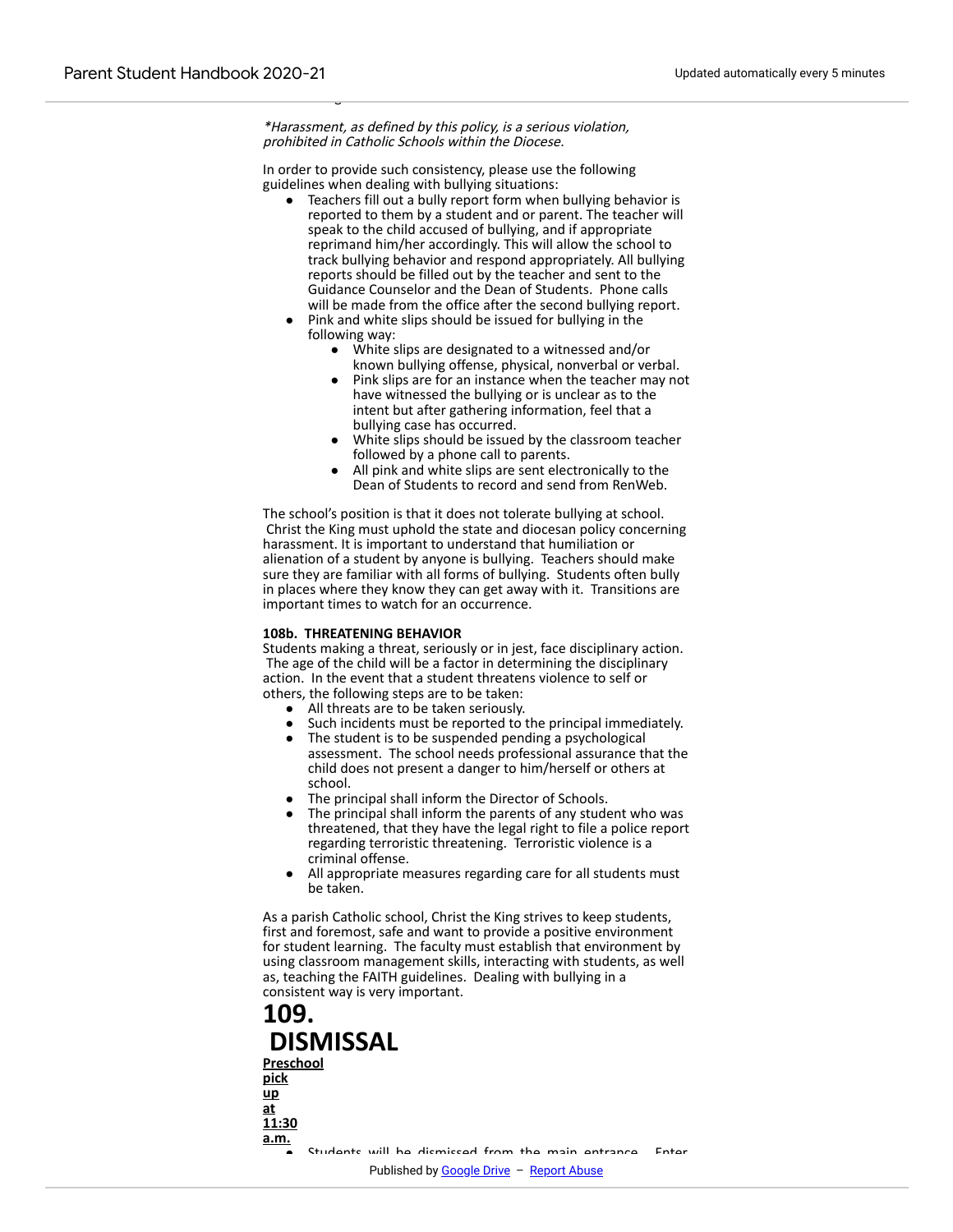*\*Harassment, as defined by this policy, is a serious violation, prohibited in Catholic Schools within the Diocese.*

In order to provide such consistency, please use the following guidelines when dealing with bullying situations:

- Teachers fill out a bully report form when bullying behavior is reported to them by a student and or parent. The teacher will speak to the child accused of bullying, and if appropriate reprimand him/her accordingly. This will allow the school to track bullying behavior and respond appropriately. All bullying reports should be filled out by the teacher and sent to the Guidance Counselor and the Dean of Students. Phone calls will be made from the office after the second bullying report.
- Pink and white slips should be issued for bullying in the following way:
  - White slips are designated to a witnessed and/or known bullying offense, physical, nonverbal or verbal.
  - Pink slips are for an instance when the teacher may not have witnessed the bullying or is unclear as to the intent but after gathering information, feel that a bullying case has occurred.
  - White slips should be issued by the classroom teacher followed by a phone call to parents.
  - All pink and white slips are sent electronically to the Dean of Students to record and send from RenWeb.

The school's position is that it does not tolerate bullying at school. Christ the King must uphold the state and diocesan policy concerning harassment. It is important to understand that humiliation or alienation of a student by anyone is bullying. Teachers should make sure they are familiar with all forms of bullying. Students often bully in places where they know they can get away with it. Transitions are important times to watch for an occurrence.

**108b. THREATENING BEHAVIOR**

Students making a threat, seriously or in jest, face disciplinary action. The age of the child will be a factor in determining the disciplinary action. In the event that a student threatens violence to self or others, the following steps are to be taken:

- All threats are to be taken seriously.
- Such incidents must be reported to the principal immediately.
- The student is to be suspended pending a psychological assessment. The school needs professional assurance that the child does not present a danger to him/herself or others at school.
- The principal shall inform the Director of Schools.
- The principal shall inform the parents of any student who was threatened, that they have the legal right to file a police report regarding terroristic threatening. Terroristic violence is a criminal offense.
- All appropriate measures regarding care for all students must be taken.

As a parish Catholic school, Christ the King strives to keep students, first and foremost, safe and want to provide a positive environment for student learning. The faculty must establish that environment by using classroom management skills, interacting with students, as well as, teaching the FAITH guidelines. Dealing with bullying in a consistent way is very important.

# 109. DISMISSAL

**<u>Preschool pick up at 11:30 a.m.</u>**

- Students will be dismissed from the main entrance. Enter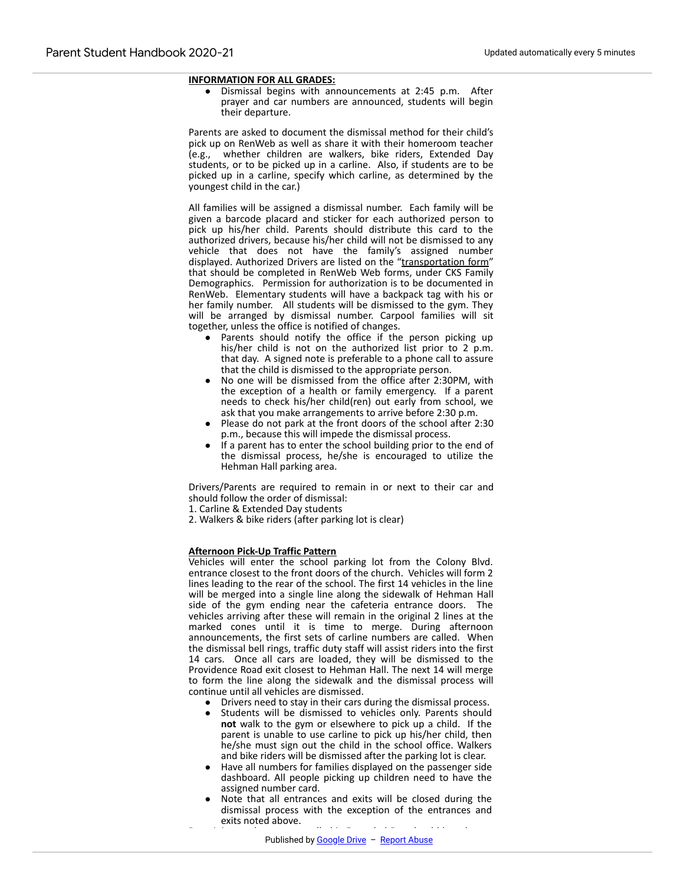**INFORMATION FOR ALL GRADES:**

- Dismissal begins with announcements at 2:45 p.m. After prayer and car numbers are announced, students will begin their departure.

Parents are asked to document the dismissal method for their child's pick up on RenWeb as well as share it with their homeroom teacher (e.g., whether children are walkers, bike riders, Extended Day students, or to be picked up in a carline. Also, if students are to be picked up in a carline, specify which carline, as determined by the youngest child in the car.)

All families will be assigned a dismissal number. Each family will be given a barcode placard and sticker for each authorized person to pick up his/her child. Parents should distribute this card to the authorized drivers, because his/her child will not be dismissed to any vehicle that does not have the family's assigned number displayed. Authorized Drivers are listed on the "transportation form" that should be completed in RenWeb Web forms, under CKS Family Demographics. Permission for authorization is to be documented in RenWeb. Elementary students will have a backpack tag with his or her family number. All students will be dismissed to the gym. They will be arranged by dismissal number. Carpool families will sit together, unless the office is notified of changes.

- Parents should notify the office if the person picking up his/her child is not on the authorized list prior to 2 p.m. that day. A signed note is preferable to a phone call to assure that the child is dismissed to the appropriate person.
- No one will be dismissed from the office after 2:30PM, with the exception of a health or family emergency. If a parent needs to check his/her child(ren) out early from school, we ask that you make arrangements to arrive before 2:30 p.m.
- Please do not park at the front doors of the school after 2:30 p.m., because this will impede the dismissal process.
- If a parent has to enter the school building prior to the end of the dismissal process, he/she is encouraged to utilize the Hehman Hall parking area.

Drivers/Parents are required to remain in or next to their car and should follow the order of dismissal:

1. Carline & Extended Day students
2. Walkers & bike riders (after parking lot is clear)

**Afternoon Pick-Up Traffic Pattern**

Vehicles will enter the school parking lot from the Colony Blvd. entrance closest to the front doors of the church. Vehicles will form 2 lines leading to the rear of the school. The first 14 vehicles in the line will be merged into a single line along the sidewalk of Hehman Hall side of the gym ending near the cafeteria entrance doors. The vehicles arriving after these will remain in the original 2 lines at the marked cones until it is time to merge. During afternoon announcements, the first sets of carline numbers are called. When the dismissal bell rings, traffic duty staff will assist riders into the first 14 cars. Once all cars are loaded, they will be dismissed to the Providence Road exit closest to Hehman Hall. The next 14 will merge to form the line along the sidewalk and the dismissal process will continue until all vehicles are dismissed.

- Drivers need to stay in their cars during the dismissal process.
- Students will be dismissed to vehicles only. Parents should **not** walk to the gym or elsewhere to pick up a child. If the parent is unable to use carline to pick up his/her child, then he/she must sign out the child in the school office. Walkers and bike riders will be dismissed after the parking lot is clear.
- Have all numbers for families displayed on the passenger side dashboard. All people picking up children need to have the assigned number card.
- Note that all entrances and exits will be closed during the dismissal process with the exception of the entrances and exits noted above.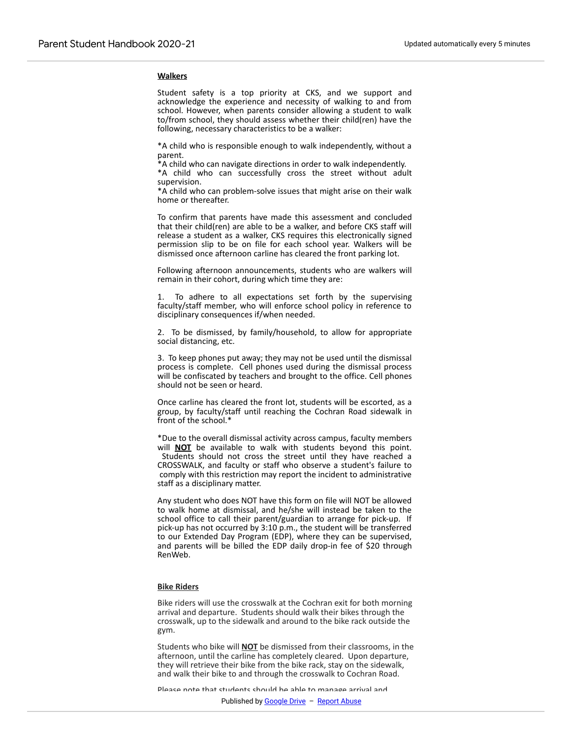**Walkers**

Student safety is a top priority at CKS, and we support and acknowledge the experience and necessity of walking to and from school. However, when parents consider allowing a student to walk to/from school, they should assess whether their child(ren) have the following, necessary characteristics to be a walker:

*A child who is responsible enough to walk independently, without a parent.
*A child who can navigate directions in order to walk independently.
*A child who can successfully cross the street without adult supervision.
*A child who can problem-solve issues that might arise on their walk home or thereafter.

To confirm that parents have made this assessment and concluded that their child(ren) are able to be a walker, and before CKS staff will release a student as a walker, CKS requires this electronically signed permission slip to be on file for each school year. Walkers will be dismissed once afternoon carline has cleared the front parking lot.

Following afternoon announcements, students who are walkers will remain in their cohort, during which time they are:

1. To adhere to all expectations set forth by the supervising faculty/staff member, who will enforce school policy in reference to disciplinary consequences if/when needed.

2. To be dismissed, by family/household, to allow for appropriate social distancing, etc.

3. To keep phones put away; they may not be used until the dismissal process is complete. Cell phones used during the dismissal process will be confiscated by teachers and brought to the office. Cell phones should not be seen or heard.

Once carline has cleared the front lot, students will be escorted, as a group, by faculty/staff until reaching the Cochran Road sidewalk in front of the school.*

*Due to the overall dismissal activity across campus, faculty members will **NOT** be available to walk with students beyond this point. Students should not cross the street until they have reached a CROSSWALK, and faculty or staff who observe a student's failure to comply with this restriction may report the incident to administrative staff as a disciplinary matter.

Any student who does NOT have this form on file will NOT be allowed to walk home at dismissal, and he/she will instead be taken to the school office to call their parent/guardian to arrange for pick-up. If pick-up has not occurred by 3:10 p.m., the student will be transferred to our Extended Day Program (EDP), where they can be supervised, and parents will be billed the EDP daily drop-in fee of $20 through RenWeb.

**Bike Riders**

Bike riders will use the crosswalk at the Cochran exit for both morning arrival and departure. Students should walk their bikes through the crosswalk, up to the sidewalk and around to the bike rack outside the gym.

Students who bike will **NOT** be dismissed from their classrooms, in the afternoon, until the carline has completely cleared. Upon departure, they will retrieve their bike from the bike rack, stay on the sidewalk, and walk their bike to and through the crosswalk to Cochran Road.

Please note that students should be able to manage arrival and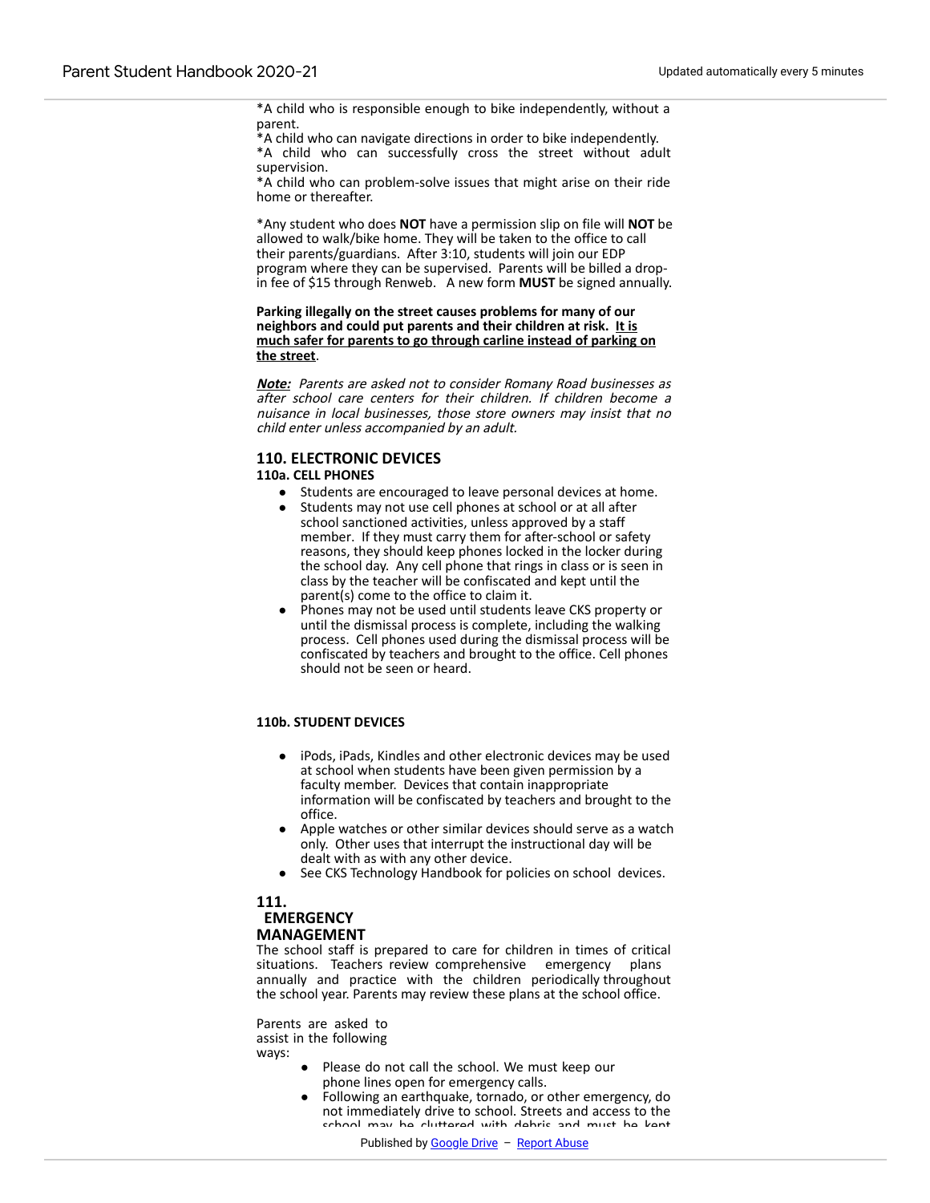*A child who is responsible enough to bike independently, without a parent.
*A child who can navigate directions in order to bike independently.
*A child who can successfully cross the street without adult supervision.
*A child who can problem-solve issues that might arise on their ride home or thereafter.

*Any student who does **NOT** have a permission slip on file will **NOT** be allowed to walk/bike home. They will be taken to the office to call their parents/guardians. After 3:10, students will join our EDP program where they can be supervised. Parents will be billed a drop-in fee of $15 through Renweb. A new form **MUST** be signed annually.

**Parking illegally on the street causes problems for many of our neighbors and could put parents and their children at risk. <u>It is much safer for parents to go through carline instead of parking on the street</u>.**

***<u>Note:</u>*** *Parents are asked not to consider Romany Road businesses as after school care centers for their children. If children become a nuisance in local businesses, those store owners may insist that no child enter unless accompanied by an adult.*

## 110. ELECTRONIC DEVICES

### 110a. CELL PHONES

- Students are encouraged to leave personal devices at home.
- Students may not use cell phones at school or at all after school sanctioned activities, unless approved by a staff member. If they must carry them for after-school or safety reasons, they should keep phones locked in the locker during the school day. Any cell phone that rings in class or is seen in class by the teacher will be confiscated and kept until the parent(s) come to the office to claim it.
- Phones may not be used until students leave CKS property or until the dismissal process is complete, including the walking process. Cell phones used during the dismissal process will be confiscated by teachers and brought to the office. Cell phones should not be seen or heard.

### 110b. STUDENT DEVICES

- iPods, iPads, Kindles and other electronic devices may be used at school when students have been given permission by a faculty member. Devices that contain inappropriate information will be confiscated by teachers and brought to the office.
- Apple watches or other similar devices should serve as a watch only. Other uses that interrupt the instructional day will be dealt with as with any other device.
- See CKS Technology Handbook for policies on school devices.

## 111. EMERGENCY MANAGEMENT

The school staff is prepared to care for children in times of critical situations. Teachers review comprehensive emergency plans annually and practice with the children periodically throughout the school year. Parents may review these plans at the school office.

Parents are asked to assist in the following ways:

- Please do not call the school. We must keep our phone lines open for emergency calls.
- Following an earthquake, tornado, or other emergency, do not immediately drive to school. Streets and access to the school may be cluttered with debris and must be kept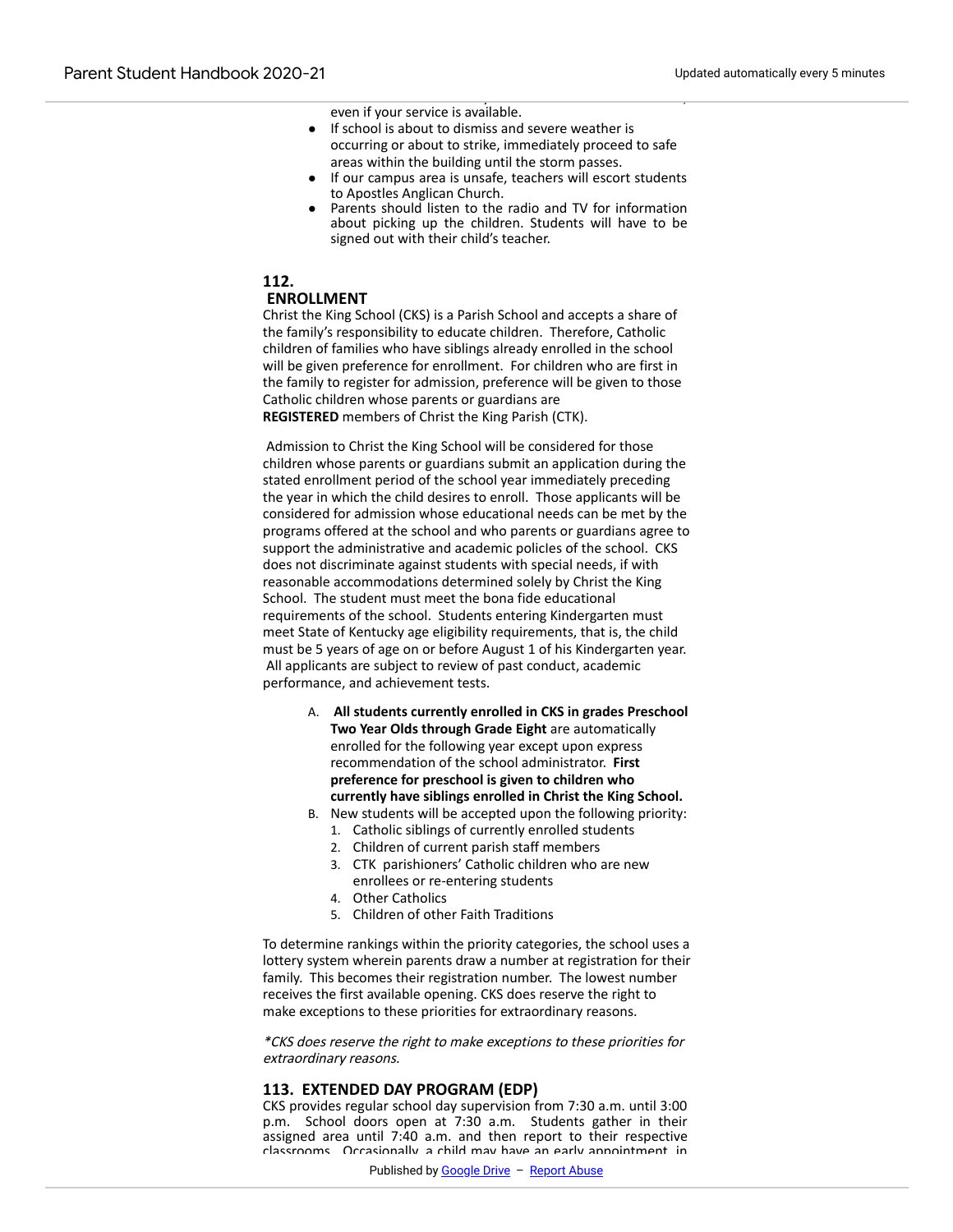even if your service is available.

- If school is about to dismiss and severe weather is occurring or about to strike, immediately proceed to safe areas within the building until the storm passes.
- If our campus area is unsafe, teachers will escort students to Apostles Anglican Church.
- Parents should listen to the radio and TV for information about picking up the children. Students will have to be signed out with their child's teacher.

## 112. ENROLLMENT

Christ the King School (CKS) is a Parish School and accepts a share of the family's responsibility to educate children. Therefore, Catholic children of families who have siblings already enrolled in the school will be given preference for enrollment. For children who are first in the family to register for admission, preference will be given to those Catholic children whose parents or guardians are **REGISTERED** members of Christ the King Parish (CTK).

Admission to Christ the King School will be considered for those children whose parents or guardians submit an application during the stated enrollment period of the school year immediately preceding the year in which the child desires to enroll. Those applicants will be considered for admission whose educational needs can be met by the programs offered at the school and who parents or guardians agree to support the administrative and academic policies of the school. CKS does not discriminate against students with special needs, if with reasonable accommodations determined solely by Christ the King School. The student must meet the bona fide educational requirements of the school. Students entering Kindergarten must meet State of Kentucky age eligibility requirements, that is, the child must be 5 years of age on or before August 1 of his Kindergarten year. All applicants are subject to review of past conduct, academic performance, and achievement tests.

A. **All students currently enrolled in CKS in grades Preschool Two Year Olds through Grade Eight** are automatically enrolled for the following year except upon express recommendation of the school administrator. **First preference for preschool is given to children who currently have siblings enrolled in Christ the King School.**
B. New students will be accepted upon the following priority:
    1. Catholic siblings of currently enrolled students
    2. Children of current parish staff members
    3. CTK parishioners' Catholic children who are new enrollees or re-entering students
    4. Other Catholics
    5. Children of other Faith Traditions

To determine rankings within the priority categories, the school uses a lottery system wherein parents draw a number at registration for their family. This becomes their registration number. The lowest number receives the first available opening. CKS does reserve the right to make exceptions to these priorities for extraordinary reasons.

*\*CKS does reserve the right to make exceptions to these priorities for extraordinary reasons.*

## 113. EXTENDED DAY PROGRAM (EDP)

CKS provides regular school day supervision from 7:30 a.m. until 3:00 p.m. School doors open at 7:30 a.m. Students gather in their assigned area until 7:40 a.m. and then report to their respective classrooms. Occasionally a child may have an early appointment in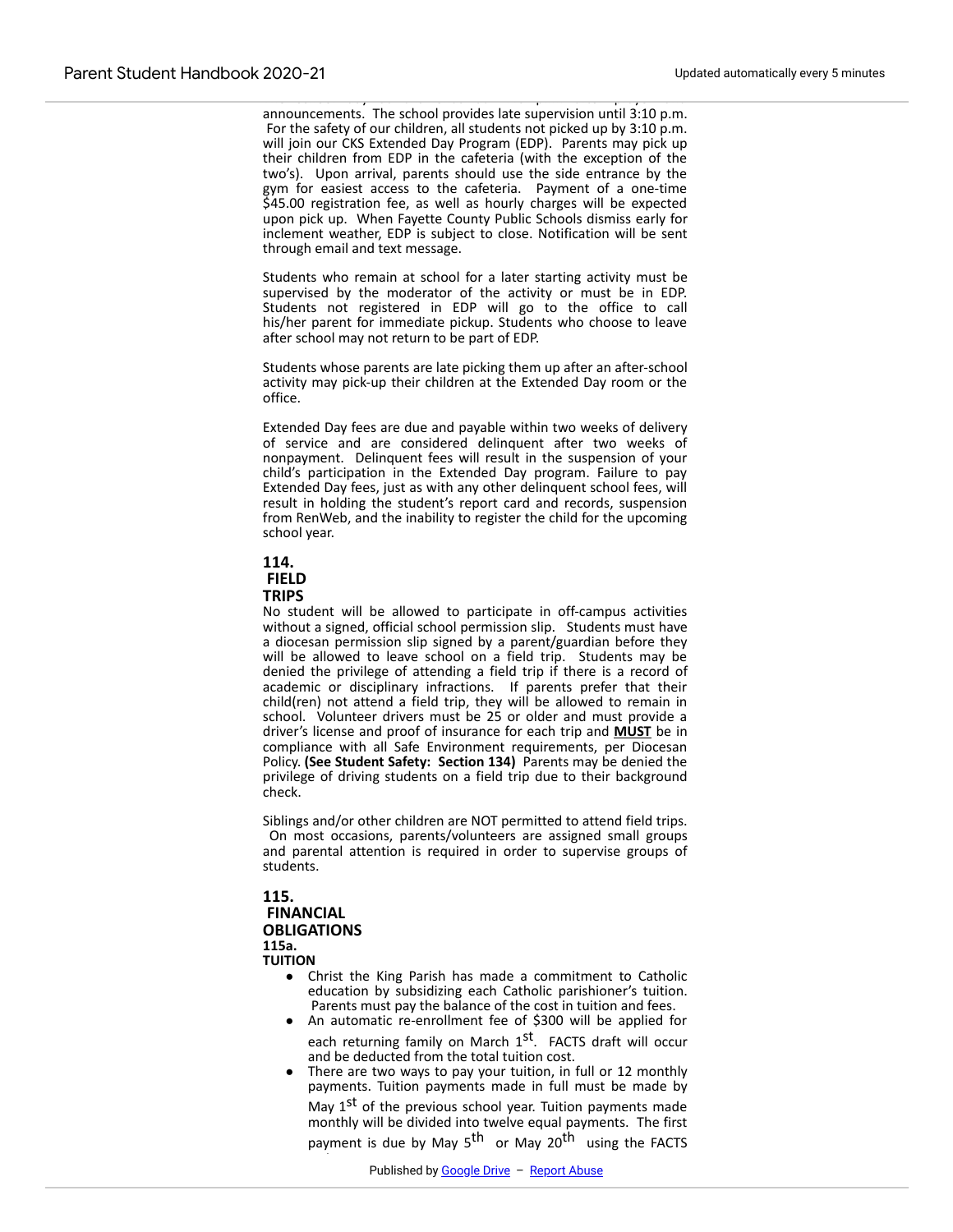announcements. The school provides late supervision until 3:10 p.m. For the safety of our children, all students not picked up by 3:10 p.m. will join our CKS Extended Day Program (EDP). Parents may pick up their children from EDP in the cafeteria (with the exception of the two's). Upon arrival, parents should use the side entrance by the gym for easiest access to the cafeteria. Payment of a one-time $45.00 registration fee, as well as hourly charges will be expected upon pick up. When Fayette County Public Schools dismiss early for inclement weather, EDP is subject to close. Notification will be sent through email and text message.

Students who remain at school for a later starting activity must be supervised by the moderator of the activity or must be in EDP. Students not registered in EDP will go to the office to call his/her parent for immediate pickup. Students who choose to leave after school may not return to be part of EDP.

Students whose parents are late picking them up after an after-school activity may pick-up their children at the Extended Day room or the office.

Extended Day fees are due and payable within two weeks of delivery of service and are considered delinquent after two weeks of nonpayment. Delinquent fees will result in the suspension of your child's participation in the Extended Day program. Failure to pay Extended Day fees, just as with any other delinquent school fees, will result in holding the student's report card and records, suspension from RenWeb, and the inability to register the child for the upcoming school year.

## 114. FIELD TRIPS

No student will be allowed to participate in off-campus activities without a signed, official school permission slip. Students must have a diocesan permission slip signed by a parent/guardian before they will be allowed to leave school on a field trip. Students may be denied the privilege of attending a field trip if there is a record of academic or disciplinary infractions. If parents prefer that their child(ren) not attend a field trip, they will be allowed to remain in school. Volunteer drivers must be 25 or older and must provide a driver's license and proof of insurance for each trip and **<u>MUST</u>** be in compliance with all Safe Environment requirements, per Diocesan Policy. **(See Student Safety: Section 134)** Parents may be denied the privilege of driving students on a field trip due to their background check.

Siblings and/or other children are NOT permitted to attend field trips. On most occasions, parents/volunteers are assigned small groups and parental attention is required in order to supervise groups of students.

## 115. FINANCIAL OBLIGATIONS

### 115a. TUITION

- Christ the King Parish has made a commitment to Catholic education by subsidizing each Catholic parishioner's tuition. Parents must pay the balance of the cost in tuition and fees.
- An automatic re-enrollment fee of $300 will be applied for each returning family on March 1st. FACTS draft will occur and be deducted from the total tuition cost.
- There are two ways to pay your tuition, in full or 12 monthly payments. Tuition payments made in full must be made by May 1st of the previous school year. Tuition payments made monthly will be divided into twelve equal payments. The first payment is due by May 5th or May 20th using the FACTS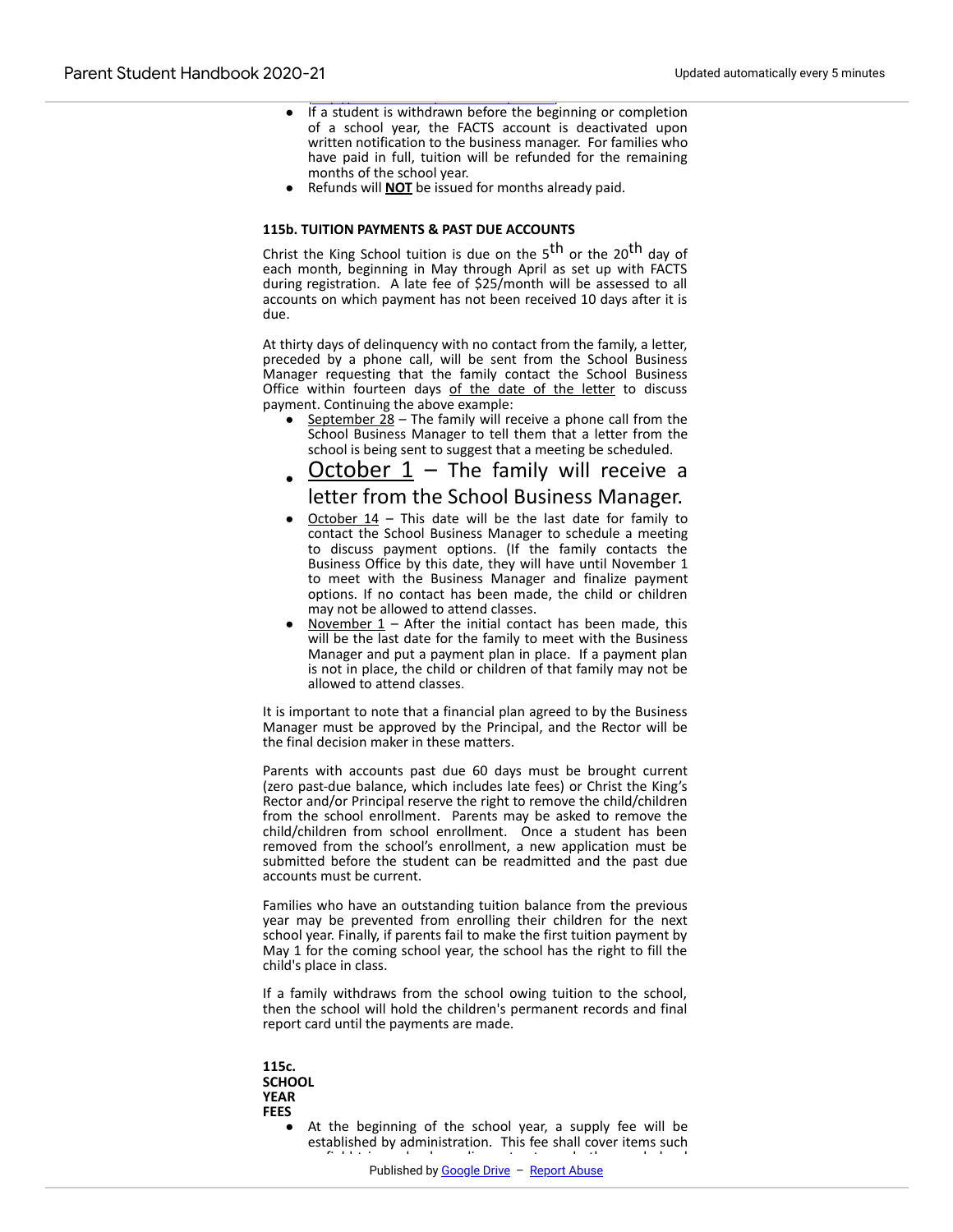- If a student is withdrawn before the beginning or completion of a school year, the FACTS account is deactivated upon written notification to the business manager. For families who have paid in full, tuition will be refunded for the remaining months of the school year.
- Refunds will **NOT** be issued for months already paid.

**115b. TUITION PAYMENTS & PAST DUE ACCOUNTS**

Christ the King School tuition is due on the 5th or the 20th day of each month, beginning in May through April as set up with FACTS during registration. A late fee of $25/month will be assessed to all accounts on which payment has not been received 10 days after it is due.

At thirty days of delinquency with no contact from the family, a letter, preceded by a phone call, will be sent from the School Business Manager requesting that the family contact the School Business Office within fourteen days of the date of the letter to discuss payment. Continuing the above example:

- September 28 – The family will receive a phone call from the School Business Manager to tell them that a letter from the school is being sent to suggest that a meeting be scheduled.
- October 1 – The family will receive a letter from the School Business Manager.
- October 14 – This date will be the last date for family to contact the School Business Manager to schedule a meeting to discuss payment options. (If the family contacts the Business Office by this date, they will have until November 1 to meet with the Business Manager and finalize payment options. If no contact has been made, the child or children may not be allowed to attend classes.
- November 1 – After the initial contact has been made, this will be the last date for the family to meet with the Business Manager and put a payment plan in place. If a payment plan is not in place, the child or children of that family may not be allowed to attend classes.

It is important to note that a financial plan agreed to by the Business Manager must be approved by the Principal, and the Rector will be the final decision maker in these matters.

Parents with accounts past due 60 days must be brought current (zero past-due balance, which includes late fees) or Christ the King's Rector and/or Principal reserve the right to remove the child/children from the school enrollment. Parents may be asked to remove the child/children from school enrollment. Once a student has been removed from the school's enrollment, a new application must be submitted before the student can be readmitted and the past due accounts must be current.

Families who have an outstanding tuition balance from the previous year may be prevented from enrolling their children for the next school year. Finally, if parents fail to make the first tuition payment by May 1 for the coming school year, the school has the right to fill the child's place in class.

If a family withdraws from the school owing tuition to the school, then the school will hold the children's permanent records and final report card until the payments are made.

**115c. SCHOOL YEAR FEES**

- At the beginning of the school year, a supply fee will be established by administration. This fee shall cover items such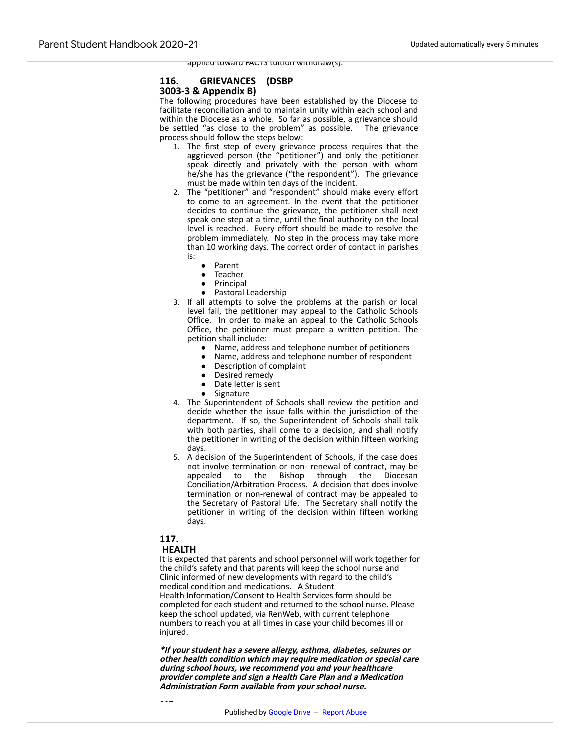applied toward FACTS tuition withdraw(s).

## 116. GRIEVANCES (DSBP 3003-3 & Appendix B)

The following procedures have been established by the Diocese to facilitate reconciliation and to maintain unity within each school and within the Diocese as a whole. So far as possible, a grievance should be settled "as close to the problem" as possible. The grievance process should follow the steps below:

1. The first step of every grievance process requires that the aggrieved person (the "petitioner") and only the petitioner speak directly and privately with the person with whom he/she has the grievance ("the respondent"). The grievance must be made within ten days of the incident.
2. The "petitioner" and "respondent" should make every effort to come to an agreement. In the event that the petitioner decides to continue the grievance, the petitioner shall next speak one step at a time, until the final authority on the local level is reached. Every effort should be made to resolve the problem immediately. No step in the process may take more than 10 working days. The correct order of contact in parishes is:
   - Parent
   - Teacher
   - Principal
   - Pastoral Leadership
3. If all attempts to solve the problems at the parish or local level fail, the petitioner may appeal to the Catholic Schools Office. In order to make an appeal to the Catholic Schools Office, the petitioner must prepare a written petition. The petition shall include:
   - Name, address and telephone number of petitioners
   - Name, address and telephone number of respondent
   - Description of complaint
   - Desired remedy
   - Date letter is sent
   - Signature
4. The Superintendent of Schools shall review the petition and decide whether the issue falls within the jurisdiction of the department. If so, the Superintendent of Schools shall talk with both parties, shall come to a decision, and shall notify the petitioner in writing of the decision within fifteen working days.
5. A decision of the Superintendent of Schools, if the case does not involve termination or non- renewal of contract, may be appealed to the Bishop through the Diocesan Conciliation/Arbitration Process. A decision that does involve termination or non-renewal of contract may be appealed to the Secretary of Pastoral Life. The Secretary shall notify the petitioner in writing of the decision within fifteen working days.

## 117. HEALTH

It is expected that parents and school personnel will work together for the child's safety and that parents will keep the school nurse and Clinic informed of new developments with regard to the child's medical condition and medications. A Student Health Information/Consent to Health Services form should be completed for each student and returned to the school nurse. Please keep the school updated, via RenWeb, with current telephone numbers to reach you at all times in case your child becomes ill or injured.

***\*If your student has a severe allergy, asthma, diabetes, seizures or other health condition which may require medication or special care during school hours, we recommend you and your healthcare provider complete and sign a Health Care Plan and a Medication Administration Form available from your school nurse.***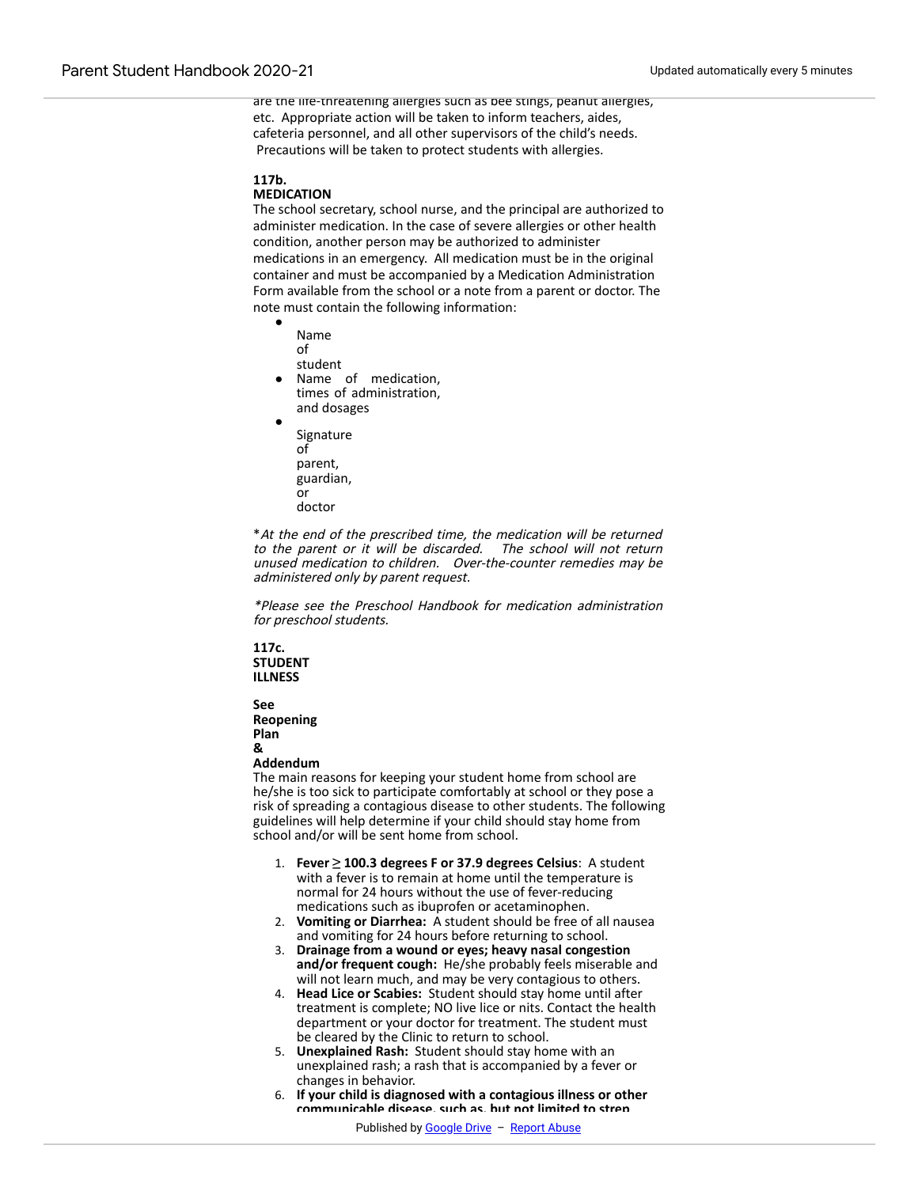are the life-threatening allergies such as bee stings, peanut allergies, etc. Appropriate action will be taken to inform teachers, aides, cafeteria personnel, and all other supervisors of the child's needs. Precautions will be taken to protect students with allergies.

**117b.**
**MEDICATION**

The school secretary, school nurse, and the principal are authorized to administer medication. In the case of severe allergies or other health condition, another person may be authorized to administer medications in an emergency. All medication must be in the original container and must be accompanied by a Medication Administration Form available from the school or a note from a parent or doctor. The note must contain the following information:

- Name of student
- Name of medication, times of administration, and dosages
- Signature of parent, guardian, or doctor

**At the end of the prescribed time, the medication will be returned to the parent or it will be discarded. The school will not return unused medication to children. Over-the-counter remedies may be administered only by parent request.*

**Please see the Preschool Handbook for medication administration for preschool students.*

**117c.**
**STUDENT ILLNESS**

**See Reopening Plan & Addendum**

The main reasons for keeping your student home from school are he/she is too sick to participate comfortably at school or they pose a risk of spreading a contagious disease to other students. The following guidelines will help determine if your child should stay home from school and/or will be sent home from school.

1. **Fever ≥ 100.3 degrees F or 37.9 degrees Celsius**: A student with a fever is to remain at home until the temperature is normal for 24 hours without the use of fever-reducing medications such as ibuprofen or acetaminophen.
2. **Vomiting or Diarrhea:** A student should be free of all nausea and vomiting for 24 hours before returning to school.
3. **Drainage from a wound or eyes; heavy nasal congestion and/or frequent cough:** He/she probably feels miserable and will not learn much, and may be very contagious to others.
4. **Head Lice or Scabies:** Student should stay home until after treatment is complete; NO live lice or nits. Contact the health department or your doctor for treatment. The student must be cleared by the Clinic to return to school.
5. **Unexplained Rash:** Student should stay home with an unexplained rash; a rash that is accompanied by a fever or changes in behavior.
6. **If your child is diagnosed with a contagious illness or other communicable disease, such as, but not limited to strep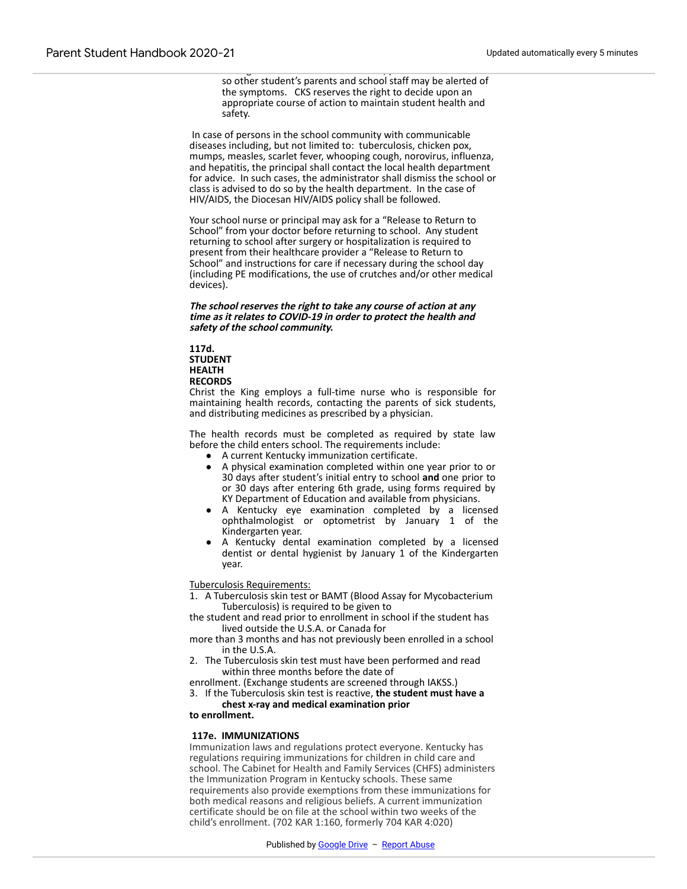so other student's parents and school staff may be alerted of the symptoms. CKS reserves the right to decide upon an appropriate course of action to maintain student health and safety.

In case of persons in the school community with communicable diseases including, but not limited to: tuberculosis, chicken pox, mumps, measles, scarlet fever, whooping cough, norovirus, influenza, and hepatitis, the principal shall contact the local health department for advice. In such cases, the administrator shall dismiss the school or class is advised to do so by the health department. In the case of HIV/AIDS, the Diocesan HIV/AIDS policy shall be followed.

Your school nurse or principal may ask for a "Release to Return to School" from your doctor before returning to school. Any student returning to school after surgery or hospitalization is required to present from their healthcare provider a "Release to Return to School" and instructions for care if necessary during the school day (including PE modifications, the use of crutches and/or other medical devices).

***The school reserves the right to take any course of action at any time as it relates to COVID-19 in order to protect the health and safety of the school community.***

**117d. STUDENT HEALTH RECORDS**

Christ the King employs a full-time nurse who is responsible for maintaining health records, contacting the parents of sick students, and distributing medicines as prescribed by a physician.

The health records must be completed as required by state law before the child enters school. The requirements include:

- A current Kentucky immunization certificate.
- A physical examination completed within one year prior to or 30 days after student's initial entry to school **and** one prior to or 30 days after entering 6th grade, using forms required by KY Department of Education and available from physicians.
- A Kentucky eye examination completed by a licensed ophthalmologist or optometrist by January 1 of the Kindergarten year.
- A Kentucky dental examination completed by a licensed dentist or dental hygienist by January 1 of the Kindergarten year.

Tuberculosis Requirements:

1. A Tuberculosis skin test or BAMT (Blood Assay for Mycobacterium Tuberculosis) is required to be given to the student and read prior to enrollment in school if the student has lived outside the U.S.A. or Canada for more than 3 months and has not previously been enrolled in a school in the U.S.A.
2. The Tuberculosis skin test must have been performed and read within three months before the date of enrollment. (Exchange students are screened through IAKSS.)
3. If the Tuberculosis skin test is reactive, **the student must have a chest x-ray and medical examination prior to enrollment.**

**117e. IMMUNIZATIONS**

Immunization laws and regulations protect everyone. Kentucky has regulations requiring immunizations for children in child care and school. The Cabinet for Health and Family Services (CHFS) administers the Immunization Program in Kentucky schools. These same requirements also provide exemptions from these immunizations for both medical reasons and religious beliefs. A current immunization certificate should be on file at the school within two weeks of the child's enrollment. (702 KAR 1:160, formerly 704 KAR 4:020)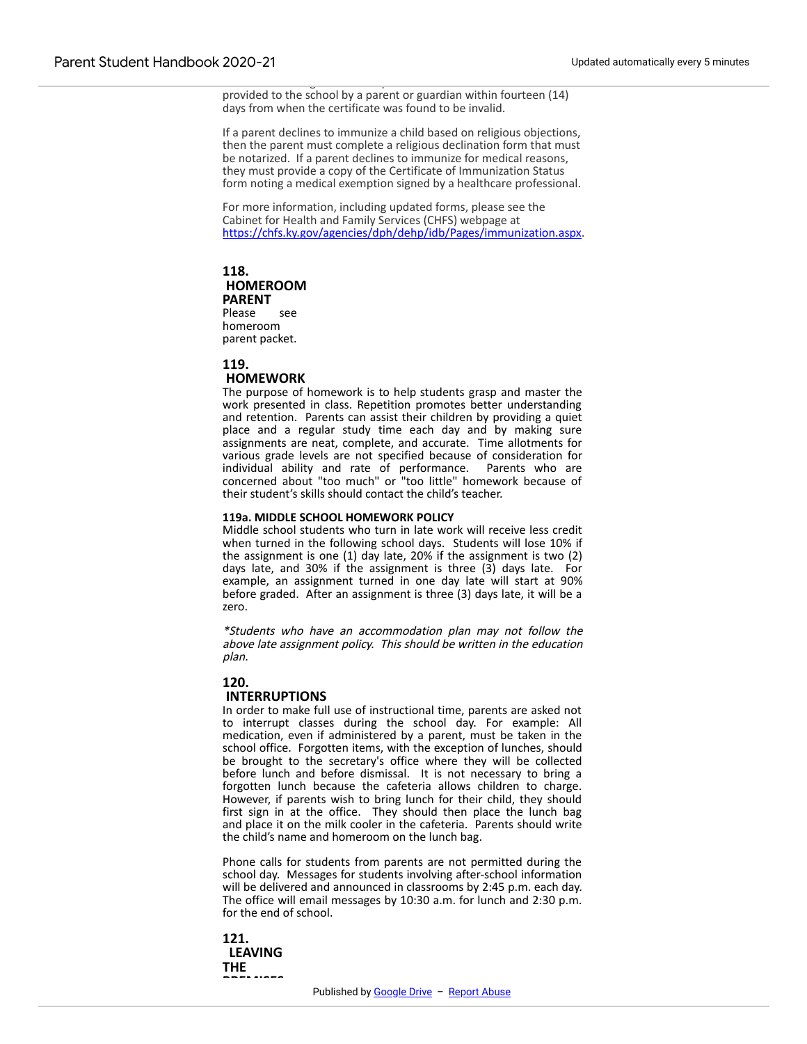provided to the school by a parent or guardian within fourteen (14) days from when the certificate was found to be invalid.

If a parent declines to immunize a child based on religious objections, then the parent must complete a religious declination form that must be notarized. If a parent declines to immunize for medical reasons, they must provide a copy of the Certificate of Immunization Status form noting a medical exemption signed by a healthcare professional.

For more information, including updated forms, please see the Cabinet for Health and Family Services (CHFS) webpage at https://chfs.ky.gov/agencies/dph/dehp/idb/Pages/immunization.aspx.

## 118. HOMEROOM PARENT

Please see homeroom parent packet.

## 119. HOMEWORK

The purpose of homework is to help students grasp and master the work presented in class. Repetition promotes better understanding and retention. Parents can assist their children by providing a quiet place and a regular study time each day and by making sure assignments are neat, complete, and accurate. Time allotments for various grade levels are not specified because of consideration for individual ability and rate of performance. Parents who are concerned about "too much" or "too little" homework because of their student's skills should contact the child's teacher.

### 119a. MIDDLE SCHOOL HOMEWORK POLICY

Middle school students who turn in late work will receive less credit when turned in the following school days. Students will lose 10% if the assignment is one (1) day late, 20% if the assignment is two (2) days late, and 30% if the assignment is three (3) days late. For example, an assignment turned in one day late will start at 90% before graded. After an assignment is three (3) days late, it will be a zero.

*\*Students who have an accommodation plan may not follow the above late assignment policy. This should be written in the education plan.*

## 120. INTERRUPTIONS

In order to make full use of instructional time, parents are asked not to interrupt classes during the school day. For example: All medication, even if administered by a parent, must be taken in the school office. Forgotten items, with the exception of lunches, should be brought to the secretary's office where they will be collected before lunch and before dismissal. It is not necessary to bring a forgotten lunch because the cafeteria allows children to charge. However, if parents wish to bring lunch for their child, they should first sign in at the office. They should then place the lunch bag and place it on the milk cooler in the cafeteria. Parents should write the child's name and homeroom on the lunch bag.

Phone calls for students from parents are not permitted during the school day. Messages for students involving after-school information will be delivered and announced in classrooms by 2:45 p.m. each day. The office will email messages by 10:30 a.m. for lunch and 2:30 p.m. for the end of school.

## 121. LEAVING THE PREMISES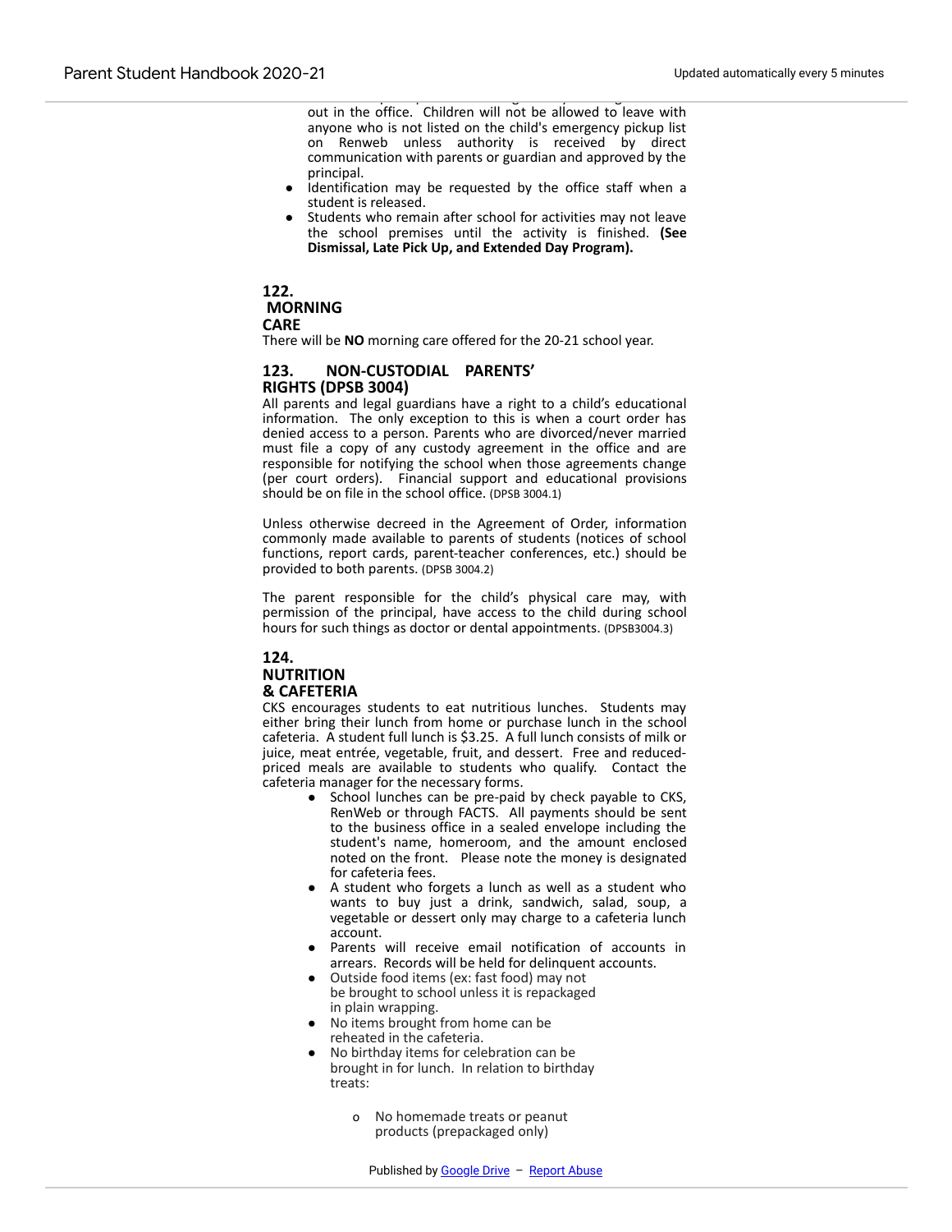out in the office. Children will not be allowed to leave with anyone who is not listed on the child's emergency pickup list on Renweb unless authority is received by direct communication with parents or guardian and approved by the principal.

- Identification may be requested by the office staff when a student is released.
- Students who remain after school for activities may not leave the school premises until the activity is finished. **(See Dismissal, Late Pick Up, and Extended Day Program).**

### 122. MORNING CARE

There will be **NO** morning care offered for the 20-21 school year.

### 123. NON-CUSTODIAL PARENTS' RIGHTS (DPSB 3004)

All parents and legal guardians have a right to a child's educational information. The only exception to this is when a court order has denied access to a person. Parents who are divorced/never married must file a copy of any custody agreement in the office and are responsible for notifying the school when those agreements change (per court orders). Financial support and educational provisions should be on file in the school office. (DPSB 3004.1)

Unless otherwise decreed in the Agreement of Order, information commonly made available to parents of students (notices of school functions, report cards, parent-teacher conferences, etc.) should be provided to both parents. (DPSB 3004.2)

The parent responsible for the child's physical care may, with permission of the principal, have access to the child during school hours for such things as doctor or dental appointments. (DPSB3004.3)

### 124. NUTRITION & CAFETERIA

CKS encourages students to eat nutritious lunches. Students may either bring their lunch from home or purchase lunch in the school cafeteria. A student full lunch is $3.25. A full lunch consists of milk or juice, meat entrée, vegetable, fruit, and dessert. Free and reduced-priced meals are available to students who qualify. Contact the cafeteria manager for the necessary forms.

- School lunches can be pre-paid by check payable to CKS, RenWeb or through FACTS. All payments should be sent to the business office in a sealed envelope including the student's name, homeroom, and the amount enclosed noted on the front. Please note the money is designated for cafeteria fees.
- A student who forgets a lunch as well as a student who wants to buy just a drink, sandwich, salad, soup, a vegetable or dessert only may charge to a cafeteria lunch account.
- Parents will receive email notification of accounts in arrears. Records will be held for delinquent accounts.
- Outside food items (ex: fast food) may not be brought to school unless it is repackaged in plain wrapping.
- No items brought from home can be reheated in the cafeteria.
- No birthday items for celebration can be brought in for lunch. In relation to birthday treats:
  - No homemade treats or peanut products (prepackaged only)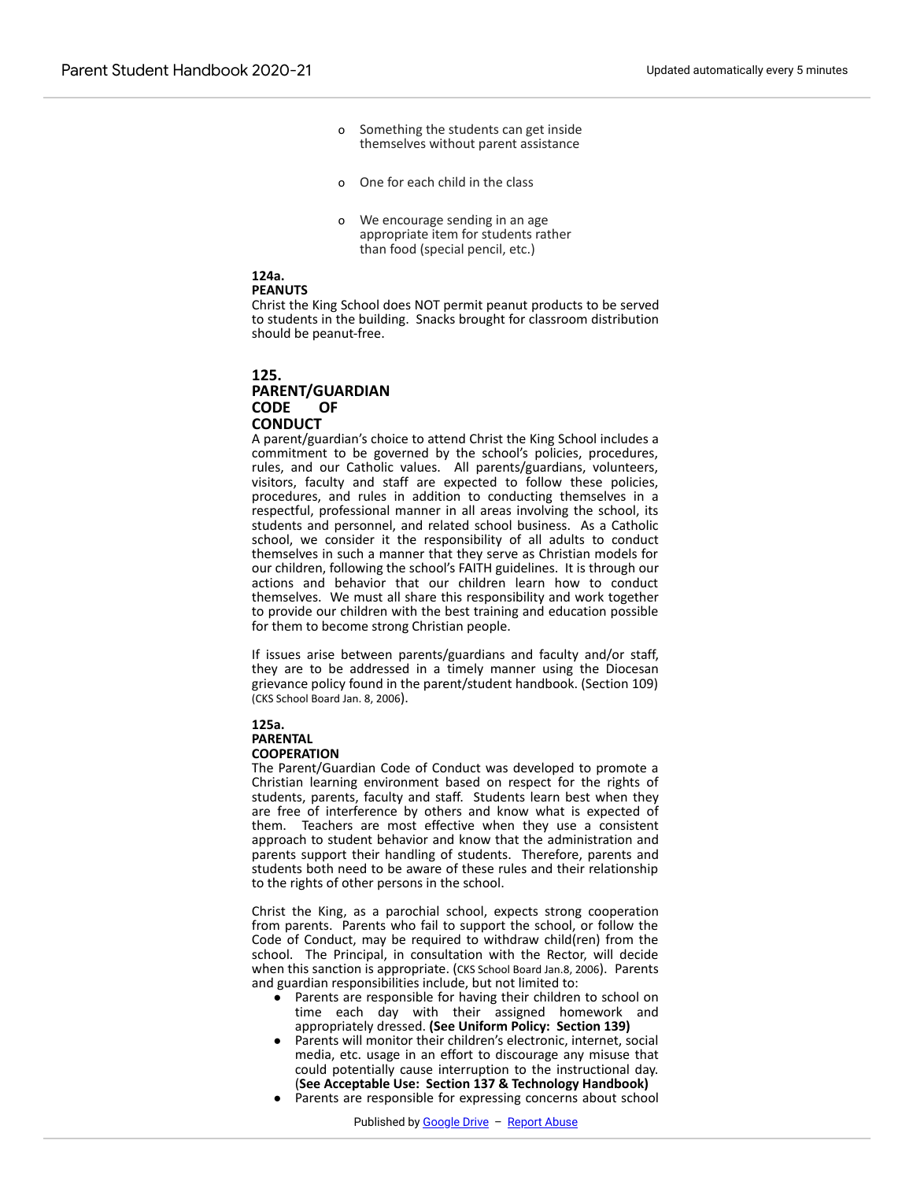- Something the students can get inside themselves without parent assistance
- One for each child in the class
- We encourage sending in an age appropriate item for students rather than food (special pencil, etc.)

**124a.**
**PEANUTS**

Christ the King School does NOT permit peanut products to be served to students in the building. Snacks brought for classroom distribution should be peanut-free.

## 125. PARENT/GUARDIAN CODE OF CONDUCT

A parent/guardian's choice to attend Christ the King School includes a commitment to be governed by the school's policies, procedures, rules, and our Catholic values. All parents/guardians, volunteers, visitors, faculty and staff are expected to follow these policies, procedures, and rules in addition to conducting themselves in a respectful, professional manner in all areas involving the school, its students and personnel, and related school business. As a Catholic school, we consider it the responsibility of all adults to conduct themselves in such a manner that they serve as Christian models for our children, following the school's FAITH guidelines. It is through our actions and behavior that our children learn how to conduct themselves. We must all share this responsibility and work together to provide our children with the best training and education possible for them to become strong Christian people.

If issues arise between parents/guardians and faculty and/or staff, they are to be addressed in a timely manner using the Diocesan grievance policy found in the parent/student handbook. (Section 109) (CKS School Board Jan. 8, 2006).

**125a.**
**PARENTAL COOPERATION**

The Parent/Guardian Code of Conduct was developed to promote a Christian learning environment based on respect for the rights of students, parents, faculty and staff. Students learn best when they are free of interference by others and know what is expected of them. Teachers are most effective when they use a consistent approach to student behavior and know that the administration and parents support their handling of students. Therefore, parents and students both need to be aware of these rules and their relationship to the rights of other persons in the school.

Christ the King, as a parochial school, expects strong cooperation from parents. Parents who fail to support the school, or follow the Code of Conduct, may be required to withdraw child(ren) from the school. The Principal, in consultation with the Rector, will decide when this sanction is appropriate. (CKS School Board Jan.8, 2006). Parents and guardian responsibilities include, but not limited to:

- Parents are responsible for having their children to school on time each day with their assigned homework and appropriately dressed. **(See Uniform Policy: Section 139)**
- Parents will monitor their children's electronic, internet, social media, etc. usage in an effort to discourage any misuse that could potentially cause interruption to the instructional day. (**See Acceptable Use: Section 137 & Technology Handbook)**
- Parents are responsible for expressing concerns about school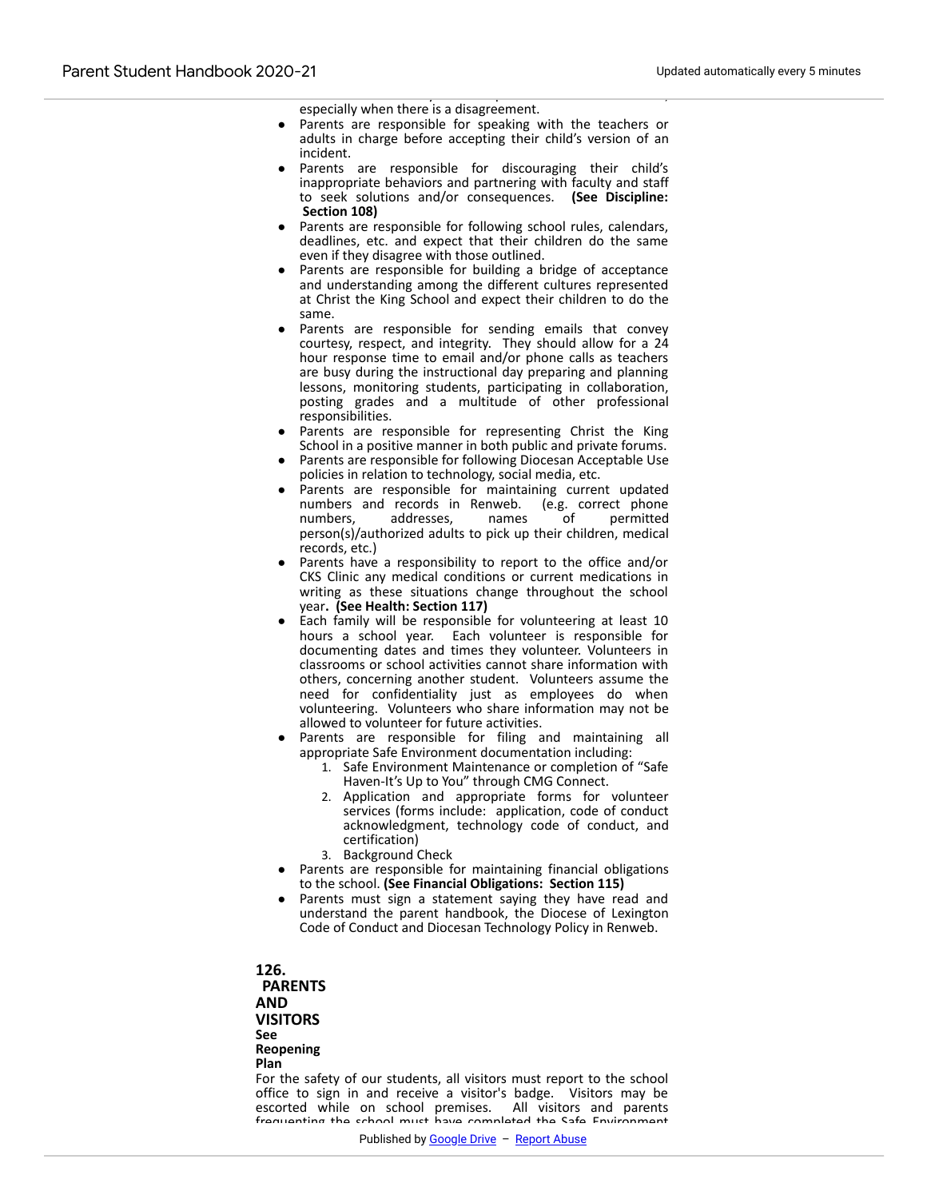especially when there is a disagreement.

- Parents are responsible for speaking with the teachers or adults in charge before accepting their child's version of an incident.
- Parents are responsible for discouraging their child's inappropriate behaviors and partnering with faculty and staff to seek solutions and/or consequences. **(See Discipline: Section 108)**
- Parents are responsible for following school rules, calendars, deadlines, etc. and expect that their children do the same even if they disagree with those outlined.
- Parents are responsible for building a bridge of acceptance and understanding among the different cultures represented at Christ the King School and expect their children to do the same.
- Parents are responsible for sending emails that convey courtesy, respect, and integrity. They should allow for a 24 hour response time to email and/or phone calls as teachers are busy during the instructional day preparing and planning lessons, monitoring students, participating in collaboration, posting grades and a multitude of other professional responsibilities.
- Parents are responsible for representing Christ the King School in a positive manner in both public and private forums.
- Parents are responsible for following Diocesan Acceptable Use policies in relation to technology, social media, etc.
- Parents are responsible for maintaining current updated numbers and records in Renweb. (e.g. correct phone numbers, addresses, names of permitted person(s)/authorized adults to pick up their children, medical records, etc.)
- Parents have a responsibility to report to the office and/or CKS Clinic any medical conditions or current medications in writing as these situations change throughout the school year**. (See Health: Section 117)**
- Each family will be responsible for volunteering at least 10 hours a school year. Each volunteer is responsible for documenting dates and times they volunteer. Volunteers in classrooms or school activities cannot share information with others, concerning another student. Volunteers assume the need for confidentiality just as employees do when volunteering. Volunteers who share information may not be allowed to volunteer for future activities.
- Parents are responsible for filing and maintaining all appropriate Safe Environment documentation including:
  1. Safe Environment Maintenance or completion of "Safe Haven-It's Up to You" through CMG Connect.
  2. Application and appropriate forms for volunteer services (forms include: application, code of conduct acknowledgment, technology code of conduct, and certification)
  3. Background Check
- Parents are responsible for maintaining financial obligations to the school. **(See Financial Obligations: Section 115)**
- Parents must sign a statement saying they have read and understand the parent handbook, the Diocese of Lexington Code of Conduct and Diocesan Technology Policy in Renweb.

## 126. PARENTS AND VISITORS

**See Reopening Plan**

For the safety of our students, all visitors must report to the school office to sign in and receive a visitor's badge. Visitors may be escorted while on school premises. All visitors and parents frequenting the school must have completed the Safe Environment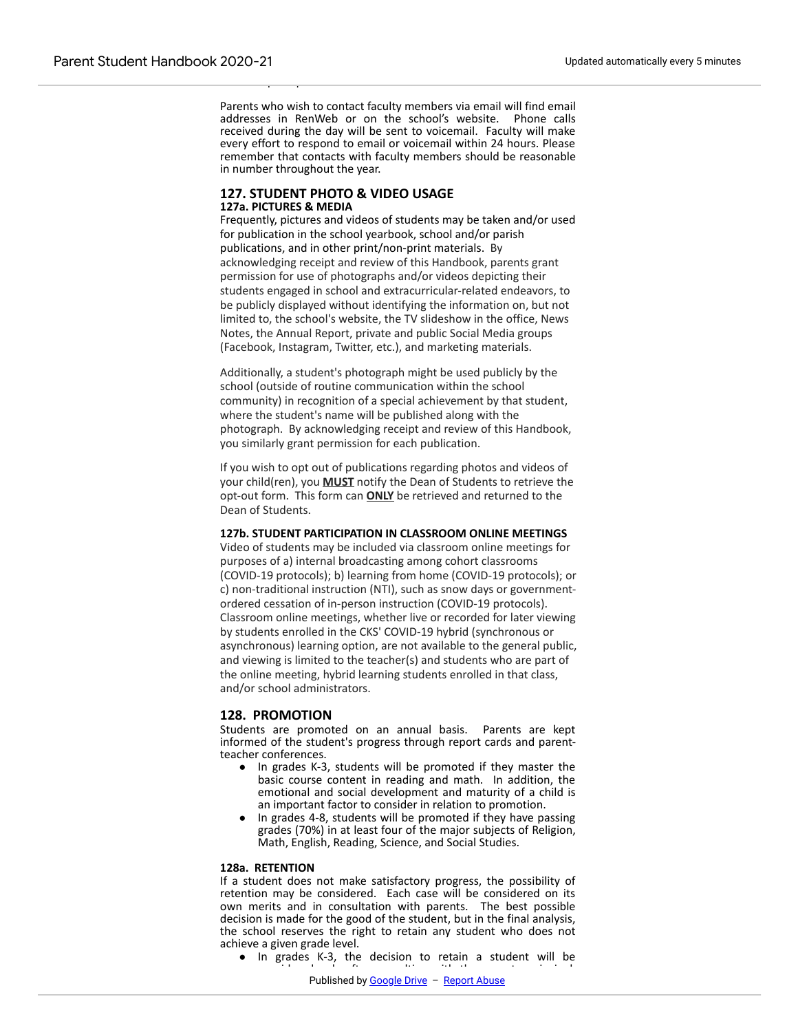Parents who wish to contact faculty members via email will find email addresses in RenWeb or on the school's website. Phone calls received during the day will be sent to voicemail. Faculty will make every effort to respond to email or voicemail within 24 hours. Please remember that contacts with faculty members should be reasonable in number throughout the year.

## 127. STUDENT PHOTO & VIDEO USAGE

### 127a. PICTURES & MEDIA

Frequently, pictures and videos of students may be taken and/or used for publication in the school yearbook, school and/or parish publications, and in other print/non-print materials. By acknowledging receipt and review of this Handbook, parents grant permission for use of photographs and/or videos depicting their students engaged in school and extracurricular-related endeavors, to be publicly displayed without identifying the information on, but not limited to, the school's website, the TV slideshow in the office, News Notes, the Annual Report, private and public Social Media groups (Facebook, Instagram, Twitter, etc.), and marketing materials.

Additionally, a student's photograph might be used publicly by the school (outside of routine communication within the school community) in recognition of a special achievement by that student, where the student's name will be published along with the photograph. By acknowledging receipt and review of this Handbook, you similarly grant permission for each publication.

If you wish to opt out of publications regarding photos and videos of your child(ren), you **MUST** notify the Dean of Students to retrieve the opt-out form. This form can **ONLY** be retrieved and returned to the Dean of Students.

### 127b. STUDENT PARTICIPATION IN CLASSROOM ONLINE MEETINGS

Video of students may be included via classroom online meetings for purposes of a) internal broadcasting among cohort classrooms (COVID-19 protocols); b) learning from home (COVID-19 protocols); or c) non-traditional instruction (NTI), such as snow days or government-ordered cessation of in-person instruction (COVID-19 protocols). Classroom online meetings, whether live or recorded for later viewing by students enrolled in the CKS' COVID-19 hybrid (synchronous or asynchronous) learning option, are not available to the general public, and viewing is limited to the teacher(s) and students who are part of the online meeting, hybrid learning students enrolled in that class, and/or school administrators.

## 128. PROMOTION

Students are promoted on an annual basis. Parents are kept informed of the student's progress through report cards and parent-teacher conferences.

- In grades K-3, students will be promoted if they master the basic course content in reading and math. In addition, the emotional and social development and maturity of a child is an important factor to consider in relation to promotion.
- In grades 4-8, students will be promoted if they have passing grades (70%) in at least four of the major subjects of Religion, Math, English, Reading, Science, and Social Studies.

### 128a. RETENTION

If a student does not make satisfactory progress, the possibility of retention may be considered. Each case will be considered on its own merits and in consultation with parents. The best possible decision is made for the good of the student, but in the final analysis, the school reserves the right to retain any student who does not achieve a given grade level.

- In grades K-3, the decision to retain a student will be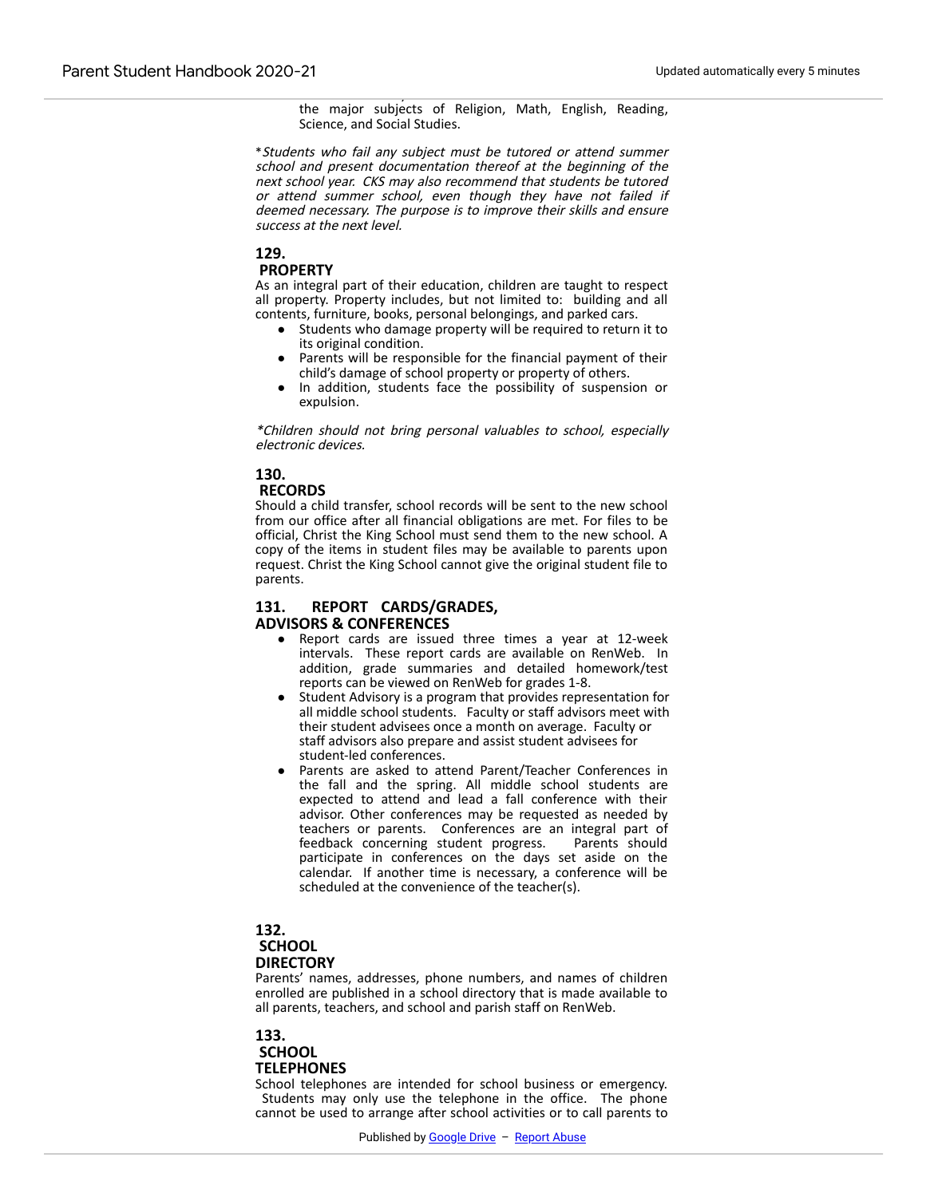the major subjects of Religion, Math, English, Reading, Science, and Social Studies.

**Students who fail any subject must be tutored or attend summer school and present documentation thereof at the beginning of the next school year. CKS may also recommend that students be tutored or attend summer school, even though they have not failed if deemed necessary. The purpose is to improve their skills and ensure success at the next level.*

### 129. PROPERTY

As an integral part of their education, children are taught to respect all property. Property includes, but not limited to: building and all contents, furniture, books, personal belongings, and parked cars.

- Students who damage property will be required to return it to its original condition.
- Parents will be responsible for the financial payment of their child's damage of school property or property of others.
- In addition, students face the possibility of suspension or expulsion.

**Children should not bring personal valuables to school, especially electronic devices.*

### 130. RECORDS

Should a child transfer, school records will be sent to the new school from our office after all financial obligations are met. For files to be official, Christ the King School must send them to the new school. A copy of the items in student files may be available to parents upon request. Christ the King School cannot give the original student file to parents.

### 131. REPORT CARDS/GRADES, ADVISORS & CONFERENCES

- Report cards are issued three times a year at 12-week intervals. These report cards are available on RenWeb. In addition, grade summaries and detailed homework/test reports can be viewed on RenWeb for grades 1-8.
- Student Advisory is a program that provides representation for all middle school students. Faculty or staff advisors meet with their student advisees once a month on average. Faculty or staff advisors also prepare and assist student advisees for student-led conferences.
- Parents are asked to attend Parent/Teacher Conferences in the fall and the spring. All middle school students are expected to attend and lead a fall conference with their advisor. Other conferences may be requested as needed by teachers or parents. Conferences are an integral part of feedback concerning student progress. Parents should participate in conferences on the days set aside on the calendar. If another time is necessary, a conference will be scheduled at the convenience of the teacher(s).

### 132. SCHOOL DIRECTORY

Parents' names, addresses, phone numbers, and names of children enrolled are published in a school directory that is made available to all parents, teachers, and school and parish staff on RenWeb.

### 133. SCHOOL TELEPHONES

School telephones are intended for school business or emergency. Students may only use the telephone in the office. The phone cannot be used to arrange after school activities or to call parents to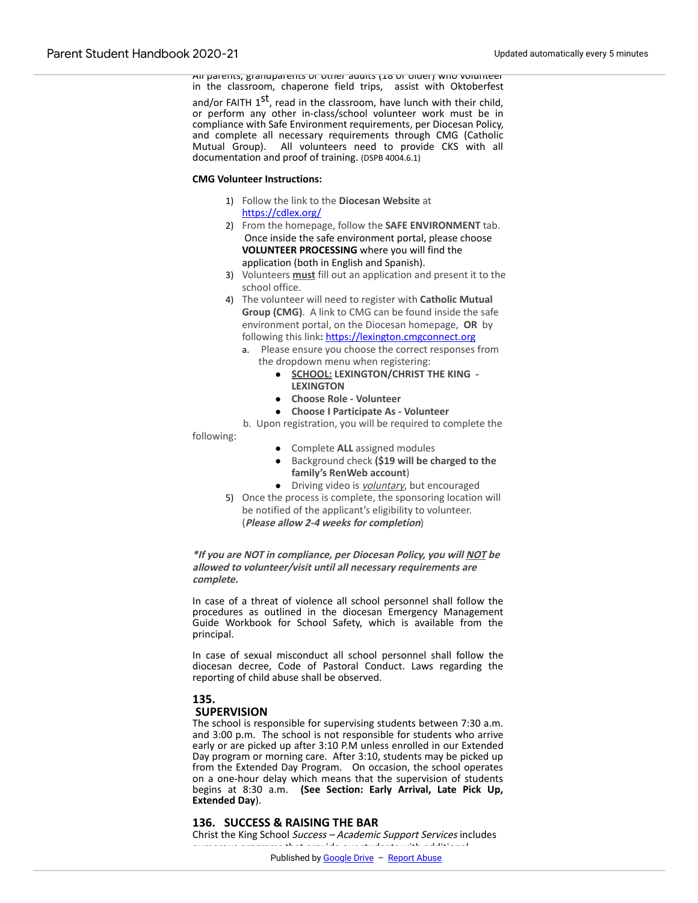All parents, grandparents or other adults (18 or older) who volunteer in the classroom, chaperone field trips, assist with Oktoberfest and/or FAITH 1st, read in the classroom, have lunch with their child, or perform any other in-class/school volunteer work must be in compliance with Safe Environment requirements, per Diocesan Policy, and complete all necessary requirements through CMG (Catholic Mutual Group). All volunteers need to provide CKS with all documentation and proof of training. (DSPB 4004.6.1)

**CMG Volunteer Instructions:**

1) Follow the link to the **Diocesan Website** at https://cdlex.org/
2) From the homepage, follow the **SAFE ENVIRONMENT** tab. Once inside the safe environment portal, please choose **VOLUNTEER PROCESSING** where you will find the application (both in English and Spanish).
3) Volunteers **must** fill out an application and present it to the school office.
4) The volunteer will need to register with **Catholic Mutual Group (CMG)**. A link to CMG can be found inside the safe environment portal, on the Diocesan homepage, **OR** by following this link**:** https://lexington.cmgconnect.org
   a. Please ensure you choose the correct responses from the dropdown menu when registering:
      - **SCHOOL: LEXINGTON/CHRIST THE KING - LEXINGTON**
      - **Choose Role - Volunteer**
      - **Choose I Participate As - Volunteer**
   
   b. Upon registration, you will be required to complete the following:
      - Complete **ALL** assigned modules
      - Background check **($19 will be charged to the family's RenWeb account**)
      - Driving video is *voluntary*, but encouraged
5) Once the process is complete, the sponsoring location will be notified of the applicant's eligibility to volunteer. (***Please allow 2-4 weeks for completion***)

***\*If you are NOT in compliance, per Diocesan Policy, you will NOT be allowed to volunteer/visit until all necessary requirements are complete.***

In case of a threat of violence all school personnel shall follow the procedures as outlined in the diocesan Emergency Management Guide Workbook for School Safety, which is available from the principal.

In case of sexual misconduct all school personnel shall follow the diocesan decree, Code of Pastoral Conduct. Laws regarding the reporting of child abuse shall be observed.

## 135. SUPERVISION

The school is responsible for supervising students between 7:30 a.m. and 3:00 p.m. The school is not responsible for students who arrive early or are picked up after 3:10 P.M unless enrolled in our Extended Day program or morning care. After 3:10, students may be picked up from the Extended Day Program. On occasion, the school operates on a one-hour delay which means that the supervision of students begins at 8:30 a.m. **(See Section: Early Arrival, Late Pick Up, Extended Day**).

## 136. SUCCESS & RAISING THE BAR

Christ the King School *Success – Academic Support Services* includes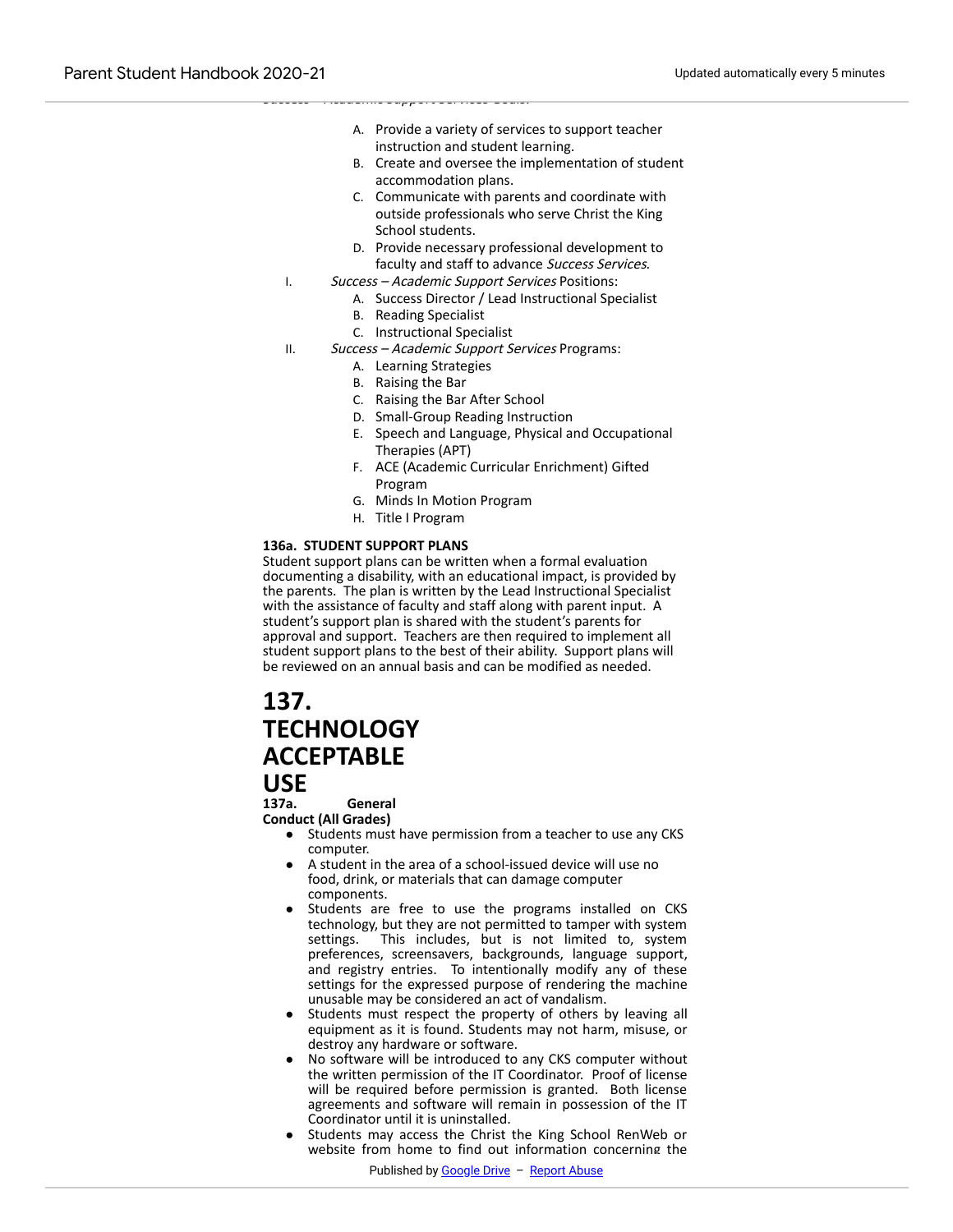*Success – Academic Support Services* Goals:

   A. Provide a variety of services to support teacher instruction and student learning.
   B. Create and oversee the implementation of student accommodation plans.
   C. Communicate with parents and coordinate with outside professionals who serve Christ the King School students.
   D. Provide necessary professional development to faculty and staff to advance *Success Services*.

I. *Success – Academic Support Services* Positions:
   A. Success Director / Lead Instructional Specialist
   B. Reading Specialist
   C. Instructional Specialist

II. *Success – Academic Support Services* Programs:
   A. Learning Strategies
   B. Raising the Bar
   C. Raising the Bar After School
   D. Small-Group Reading Instruction
   E. Speech and Language, Physical and Occupational Therapies (APT)
   F. ACE (Academic Curricular Enrichment) Gifted Program
   G. Minds In Motion Program
   H. Title I Program

**136a. STUDENT SUPPORT PLANS**

Student support plans can be written when a formal evaluation documenting a disability, with an educational impact, is provided by the parents. The plan is written by the Lead Instructional Specialist with the assistance of faculty and staff along with parent input. A student's support plan is shared with the student's parents for approval and support. Teachers are then required to implement all student support plans to the best of their ability. Support plans will be reviewed on an annual basis and can be modified as needed.

# 137. TECHNOLOGY ACCEPTABLE USE

**137a. General Conduct (All Grades)**

- Students must have permission from a teacher to use any CKS computer.
- A student in the area of a school-issued device will use no food, drink, or materials that can damage computer components.
- Students are free to use the programs installed on CKS technology, but they are not permitted to tamper with system settings. This includes, but is not limited to, system preferences, screensavers, backgrounds, language support, and registry entries. To intentionally modify any of these settings for the expressed purpose of rendering the machine unusable may be considered an act of vandalism.
- Students must respect the property of others by leaving all equipment as it is found. Students may not harm, misuse, or destroy any hardware or software.
- No software will be introduced to any CKS computer without the written permission of the IT Coordinator. Proof of license will be required before permission is granted. Both license agreements and software will remain in possession of the IT Coordinator until it is uninstalled.
- Students may access the Christ the King School RenWeb or website from home to find out information concerning the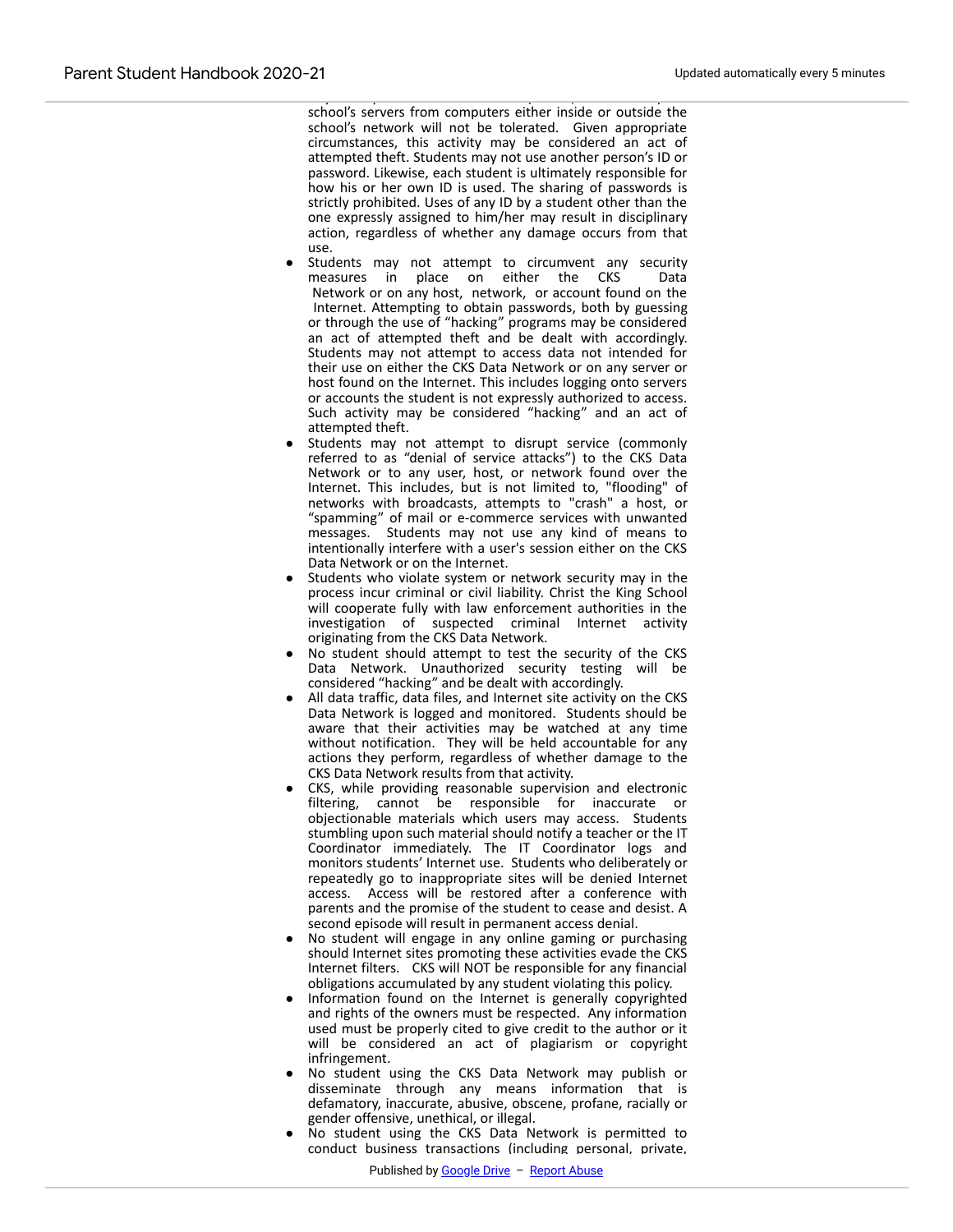school's servers from computers either inside or outside the school's network will not be tolerated. Given appropriate circumstances, this activity may be considered an act of attempted theft. Students may not use another person's ID or password. Likewise, each student is ultimately responsible for how his or her own ID is used. The sharing of passwords is strictly prohibited. Uses of any ID by a student other than the one expressly assigned to him/her may result in disciplinary action, regardless of whether any damage occurs from that use.

- Students may not attempt to circumvent any security measures in place on either the CKS Data Network or on any host, network, or account found on the Internet. Attempting to obtain passwords, both by guessing or through the use of "hacking" programs may be considered an act of attempted theft and be dealt with accordingly. Students may not attempt to access data not intended for their use on either the CKS Data Network or on any server or host found on the Internet. This includes logging onto servers or accounts the student is not expressly authorized to access. Such activity may be considered "hacking" and an act of attempted theft.
- Students may not attempt to disrupt service (commonly referred to as "denial of service attacks") to the CKS Data Network or to any user, host, or network found over the Internet. This includes, but is not limited to, "flooding" of networks with broadcasts, attempts to "crash" a host, or "spamming" of mail or e-commerce services with unwanted messages. Students may not use any kind of means to intentionally interfere with a user's session either on the CKS Data Network or on the Internet.
- Students who violate system or network security may in the process incur criminal or civil liability. Christ the King School will cooperate fully with law enforcement authorities in the investigation of suspected criminal Internet activity originating from the CKS Data Network.
- No student should attempt to test the security of the CKS Data Network. Unauthorized security testing will be considered "hacking" and be dealt with accordingly.
- All data traffic, data files, and Internet site activity on the CKS Data Network is logged and monitored. Students should be aware that their activities may be watched at any time without notification. They will be held accountable for any actions they perform, regardless of whether damage to the CKS Data Network results from that activity.
- CKS, while providing reasonable supervision and electronic filtering, cannot be responsible for inaccurate or objectionable materials which users may access. Students stumbling upon such material should notify a teacher or the IT Coordinator immediately. The IT Coordinator logs and monitors students' Internet use. Students who deliberately or repeatedly go to inappropriate sites will be denied Internet access. Access will be restored after a conference with parents and the promise of the student to cease and desist. A second episode will result in permanent access denial.
- No student will engage in any online gaming or purchasing should Internet sites promoting these activities evade the CKS Internet filters. CKS will NOT be responsible for any financial obligations accumulated by any student violating this policy.
- Information found on the Internet is generally copyrighted and rights of the owners must be respected. Any information used must be properly cited to give credit to the author or it will be considered an act of plagiarism or copyright infringement.
- No student using the CKS Data Network may publish or disseminate through any means information that is defamatory, inaccurate, abusive, obscene, profane, racially or gender offensive, unethical, or illegal.
- No student using the CKS Data Network is permitted to conduct business transactions (including personal, private,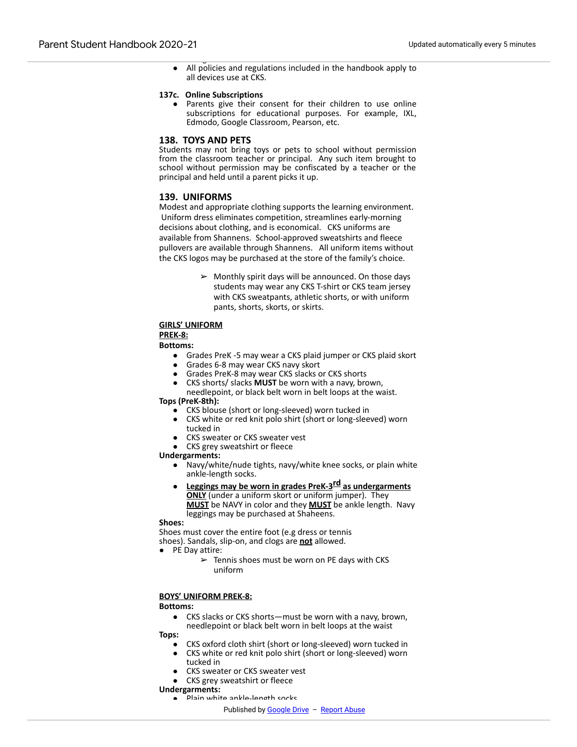- All policies and regulations included in the handbook apply to all devices use at CKS.

### 137c. Online Subscriptions

- Parents give their consent for their children to use online subscriptions for educational purposes. For example, IXL, Edmodo, Google Classroom, Pearson, etc.

## 138. TOYS AND PETS

Students may not bring toys or pets to school without permission from the classroom teacher or principal. Any such item brought to school without permission may be confiscated by a teacher or the principal and held until a parent picks it up.

## 139. UNIFORMS

Modest and appropriate clothing supports the learning environment. Uniform dress eliminates competition, streamlines early-morning decisions about clothing, and is economical. CKS uniforms are available from Shannens. School-approved sweatshirts and fleece pullovers are available through Shannens. All uniform items without the CKS logos may be purchased at the store of the family's choice.

> ➢ Monthly spirit days will be announced. On those days students may wear any CKS T-shirt or CKS team jersey with CKS sweatpants, athletic shorts, or with uniform pants, shorts, skorts, or skirts.

**GIRLS' UNIFORM**

**PREK-8:**

**Bottoms:**

- Grades PreK -5 may wear a CKS plaid jumper or CKS plaid skort
- Grades 6-8 may wear CKS navy skort
- Grades PreK-8 may wear CKS slacks or CKS shorts
- CKS shorts/ slacks **MUST** be worn with a navy, brown, needlepoint, or black belt worn in belt loops at the waist.

**Tops (PreK-8th):**

- CKS blouse (short or long-sleeved) worn tucked in
- CKS white or red knit polo shirt (short or long-sleeved) worn tucked in
- CKS sweater or CKS sweater vest
- CKS grey sweatshirt or fleece

**Undergarments:**

- Navy/white/nude tights, navy/white knee socks, or plain white ankle-length socks.
- **Leggings may be worn in grades PreK-3rd as undergarments ONLY** (under a uniform skort or uniform jumper). They **MUST** be NAVY in color and they **MUST** be ankle length. Navy leggings may be purchased at Shaheens.

**Shoes:**

Shoes must cover the entire foot (e.g dress or tennis shoes). Sandals, slip-on, and clogs are **not** allowed.

- PE Day attire:
  - ➢ Tennis shoes must be worn on PE days with CKS uniform

**BOYS' UNIFORM PREK-8:**

**Bottoms:**

- CKS slacks or CKS shorts—must be worn with a navy, brown, needlepoint or black belt worn in belt loops at the waist

**Tops:**

- CKS oxford cloth shirt (short or long-sleeved) worn tucked in
- CKS white or red knit polo shirt (short or long-sleeved) worn tucked in
- CKS sweater or CKS sweater vest
- CKS grey sweatshirt or fleece

**Undergarments:**

- Plain white ankle-length socks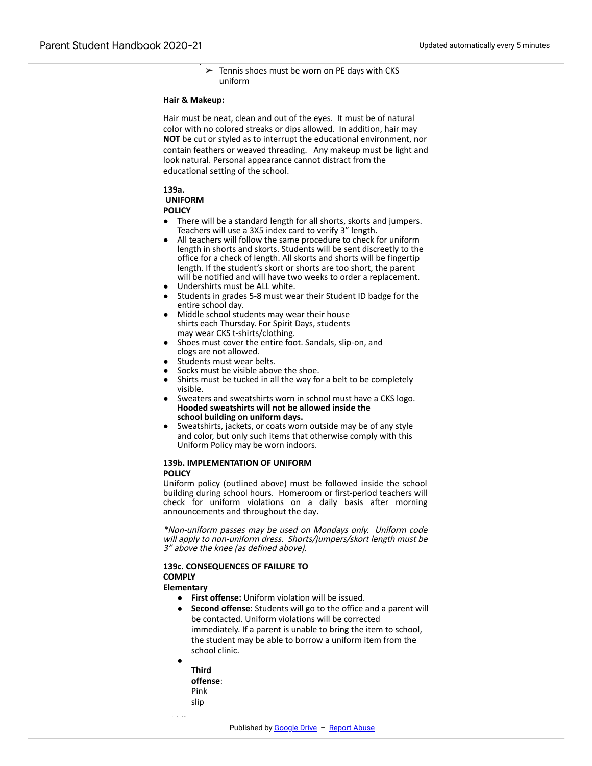- ➢ Tennis shoes must be worn on PE days with CKS uniform

**Hair & Makeup:**

Hair must be neat, clean and out of the eyes. It must be of natural color with no colored streaks or dips allowed. In addition, hair may **NOT** be cut or styled as to interrupt the educational environment, nor contain feathers or weaved threading. Any makeup must be light and look natural. Personal appearance cannot distract from the educational setting of the school.

**139a. UNIFORM POLICY**

- There will be a standard length for all shorts, skorts and jumpers. Teachers will use a 3X5 index card to verify 3" length.
- All teachers will follow the same procedure to check for uniform length in shorts and skorts. Students will be sent discreetly to the office for a check of length. All skorts and shorts will be fingertip length. If the student's skort or shorts are too short, the parent will be notified and will have two weeks to order a replacement.
- Undershirts must be ALL white.
- Students in grades 5-8 must wear their Student ID badge for the entire school day.
- Middle school students may wear their house shirts each Thursday. For Spirit Days, students may wear CKS t-shirts/clothing.
- Shoes must cover the entire foot. Sandals, slip-on, and clogs are not allowed.
- Students must wear belts.
- Socks must be visible above the shoe.
- Shirts must be tucked in all the way for a belt to be completely visible.
- Sweaters and sweatshirts worn in school must have a CKS logo. **Hooded sweatshirts will not be allowed inside the school building on uniform days.**
- Sweatshirts, jackets, or coats worn outside may be of any style and color, but only such items that otherwise comply with this Uniform Policy may be worn indoors.

**139b. IMPLEMENTATION OF UNIFORM POLICY**

Uniform policy (outlined above) must be followed inside the school building during school hours. Homeroom or first-period teachers will check for uniform violations on a daily basis after morning announcements and throughout the day.

*\*Non-uniform passes may be used on Mondays only. Uniform code will apply to non-uniform dress. Shorts/jumpers/skort length must be 3" above the knee (as defined above).*

**139c. CONSEQUENCES OF FAILURE TO COMPLY**

**Elementary**

- **First offense:** Uniform violation will be issued.
- **Second offense**: Students will go to the office and a parent will be contacted. Uniform violations will be corrected immediately. If a parent is unable to bring the item to school, the student may be able to borrow a uniform item from the school clinic.
- **Third offense**: Pink slip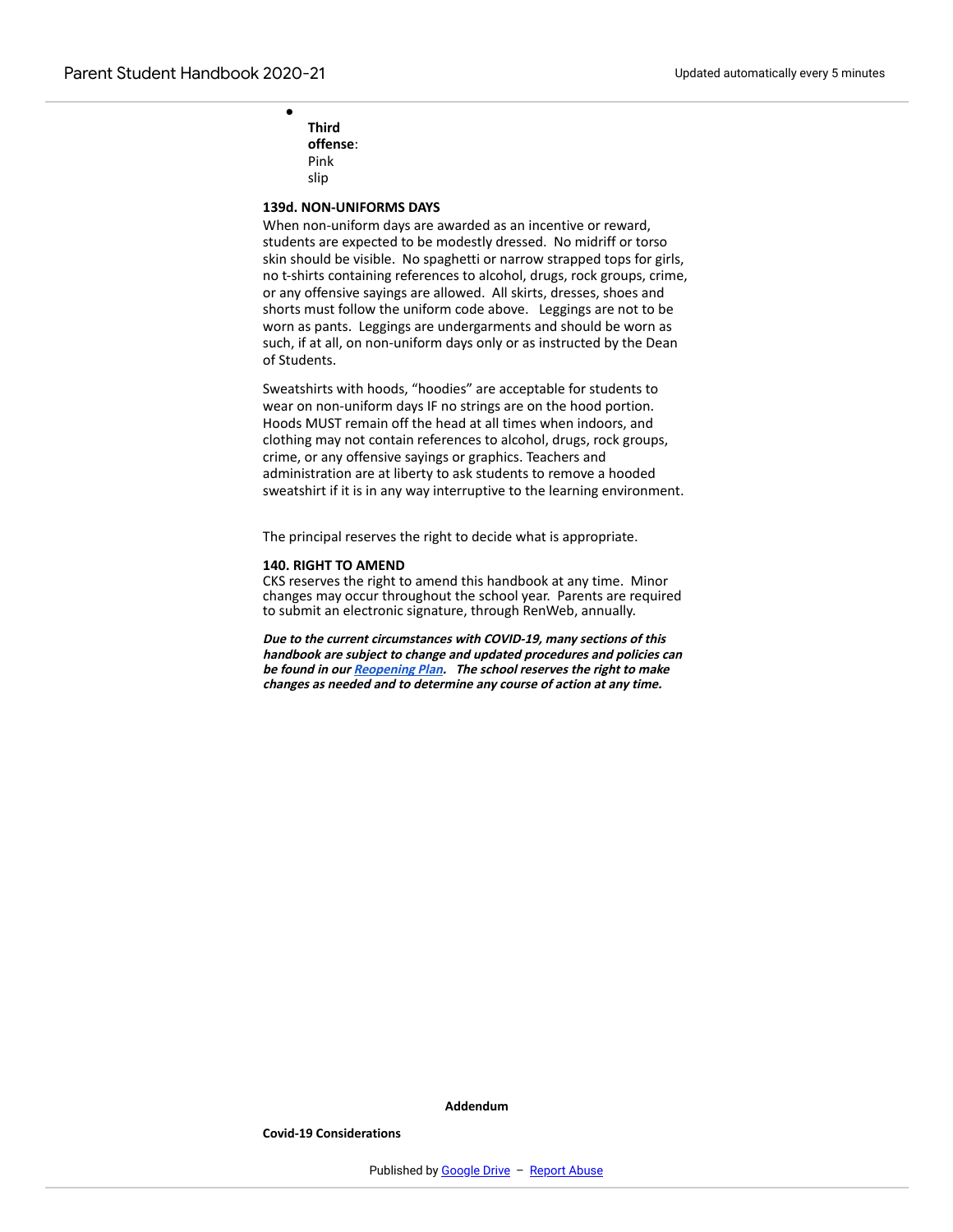- **Third offense**: Pink slip

**139d. NON-UNIFORMS DAYS**

When non-uniform days are awarded as an incentive or reward, students are expected to be modestly dressed. No midriff or torso skin should be visible. No spaghetti or narrow strapped tops for girls, no t-shirts containing references to alcohol, drugs, rock groups, crime, or any offensive sayings are allowed. All skirts, dresses, shoes and shorts must follow the uniform code above. Leggings are not to be worn as pants. Leggings are undergarments and should be worn as such, if at all, on non-uniform days only or as instructed by the Dean of Students.

Sweatshirts with hoods, "hoodies" are acceptable for students to wear on non-uniform days IF no strings are on the hood portion. Hoods MUST remain off the head at all times when indoors, and clothing may not contain references to alcohol, drugs, rock groups, crime, or any offensive sayings or graphics. Teachers and administration are at liberty to ask students to remove a hooded sweatshirt if it is in any way interruptive to the learning environment.

The principal reserves the right to decide what is appropriate.

**140. RIGHT TO AMEND**

CKS reserves the right to amend this handbook at any time. Minor changes may occur throughout the school year. Parents are required to submit an electronic signature, through RenWeb, annually.

***Due to the current circumstances with COVID-19, many sections of this handbook are subject to change and updated procedures and policies can be found in our Reopening Plan. The school reserves the right to make changes as needed and to determine any course of action at any time.***

**Addendum**

**Covid-19 Considerations**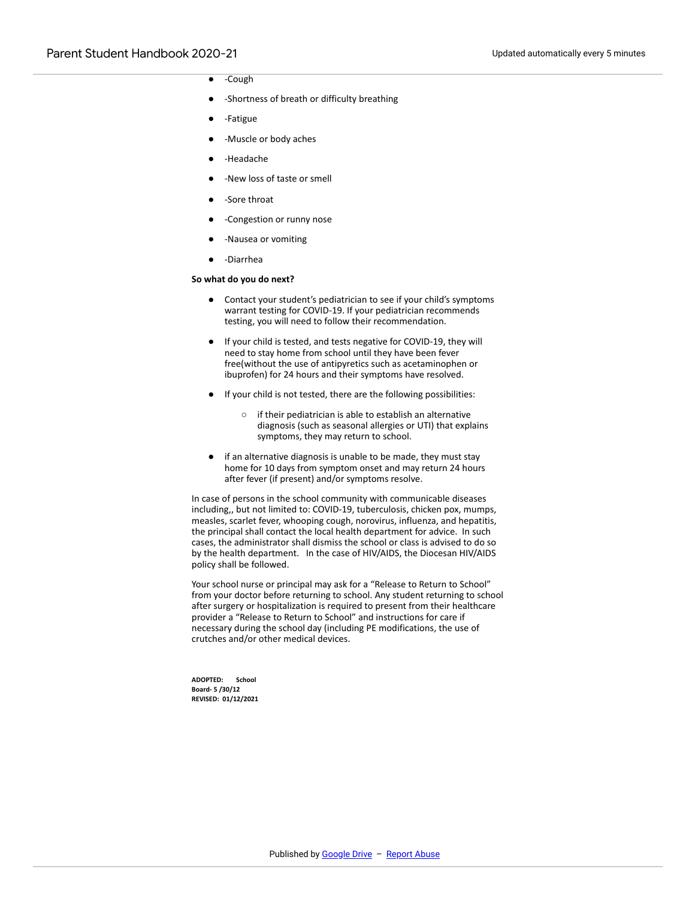- -Cough
- -Shortness of breath or difficulty breathing
- -Fatigue
- -Muscle or body aches
- -Headache
- -New loss of taste or smell
- -Sore throat
- -Congestion or runny nose
- -Nausea or vomiting
- -Diarrhea

**So what do you do next?**

- Contact your student's pediatrician to see if your child's symptoms warrant testing for COVID-19. If your pediatrician recommends testing, you will need to follow their recommendation.
- If your child is tested, and tests negative for COVID-19, they will need to stay home from school until they have been fever free(without the use of antipyretics such as acetaminophen or ibuprofen) for 24 hours and their symptoms have resolved.
- If your child is not tested, there are the following possibilities:
  - if their pediatrician is able to establish an alternative diagnosis (such as seasonal allergies or UTI) that explains symptoms, they may return to school.
- if an alternative diagnosis is unable to be made, they must stay home for 10 days from symptom onset and may return 24 hours after fever (if present) and/or symptoms resolve.

In case of persons in the school community with communicable diseases including,, but not limited to: COVID-19, tuberculosis, chicken pox, mumps, measles, scarlet fever, whooping cough, norovirus, influenza, and hepatitis, the principal shall contact the local health department for advice. In such cases, the administrator shall dismiss the school or class is advised to do so by the health department. In the case of HIV/AIDS, the Diocesan HIV/AIDS policy shall be followed.

Your school nurse or principal may ask for a "Release to Return to School" from your doctor before returning to school. Any student returning to school after surgery or hospitalization is required to present from their healthcare provider a "Release to Return to School" and instructions for care if necessary during the school day (including PE modifications, the use of crutches and/or other medical devices.

**ADOPTED: School Board- 5 /30/12**
**REVISED: 01/12/2021**